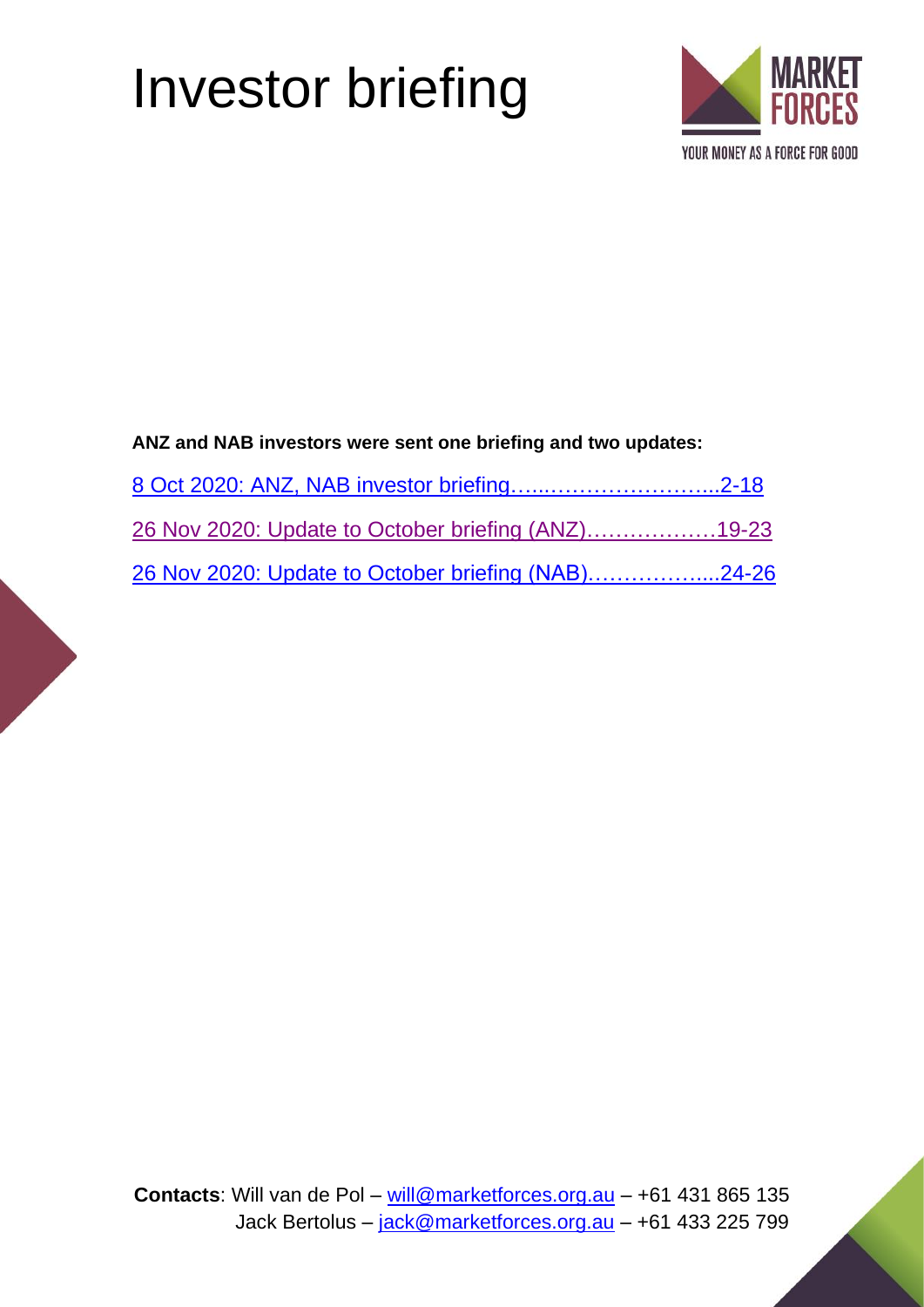# Investor briefing

MARKET FORCES

YOUR MONEY AS A FORCE FOR GOOD

**ANZ and NAB investors were sent one briefing and two updates:**

8 Oct 2020: ANZ, NAB investor briefing…...……………………...2-18

26 Nov 2020: Update to October briefing (ANZ)………………19-23

26 Nov 2020: Update to October briefing (NAB)……………....24-26

**Contacts**: Will van de Pol – will@marketforces.org.au – +61 431 865 135
Jack Bertolus – jack@marketforces.org.au – +61 433 225 799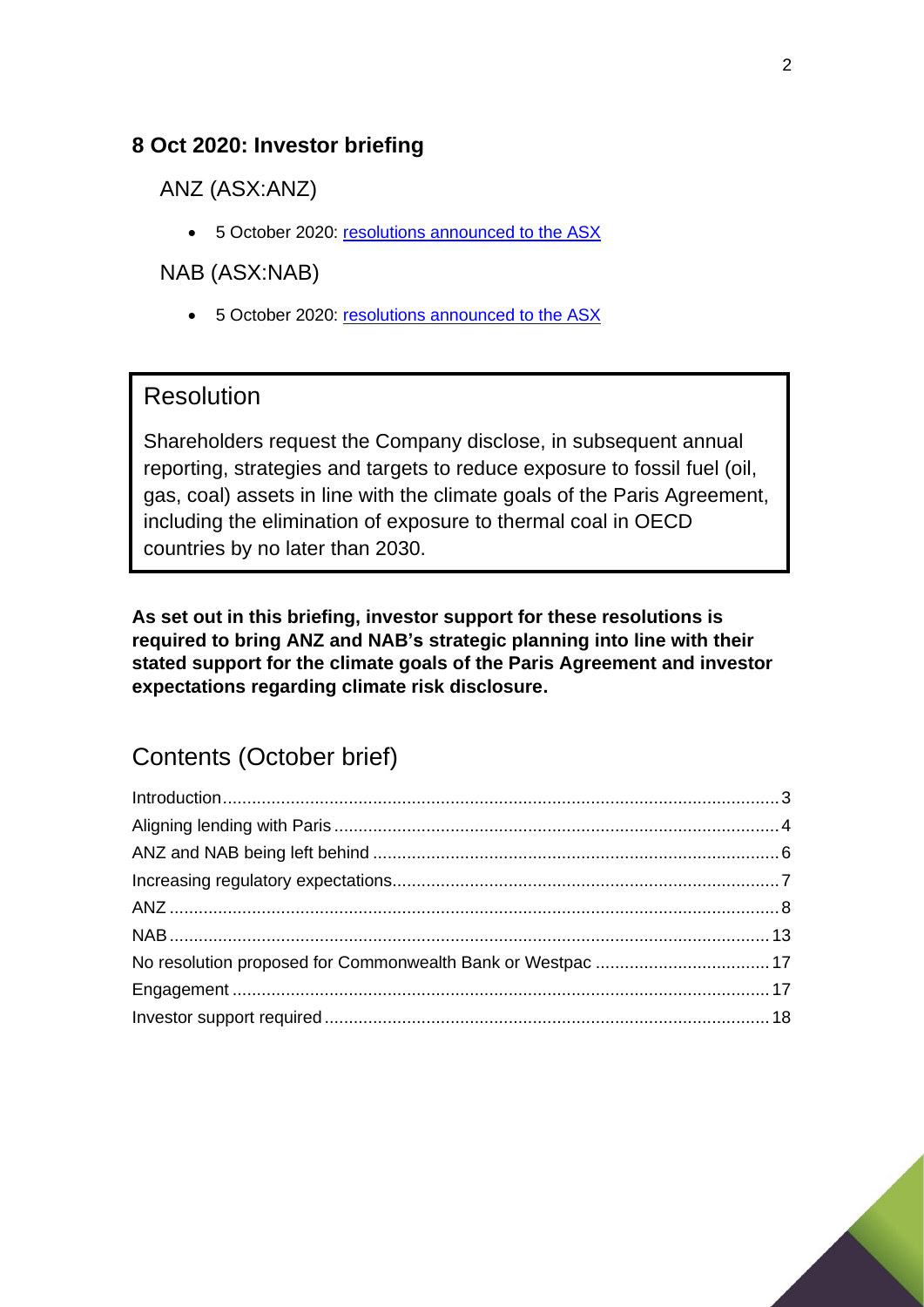## 8 Oct 2020: Investor briefing

### ANZ (ASX:ANZ)

- 5 October 2020: resolutions announced to the ASX

### NAB (ASX:NAB)

- 5 October 2020: resolutions announced to the ASX

### Resolution

Shareholders request the Company disclose, in subsequent annual reporting, strategies and targets to reduce exposure to fossil fuel (oil, gas, coal) assets in line with the climate goals of the Paris Agreement, including the elimination of exposure to thermal coal in OECD countries by no later than 2030.

**As set out in this briefing, investor support for these resolutions is required to bring ANZ and NAB's strategic planning into line with their stated support for the climate goals of the Paris Agreement and investor expectations regarding climate risk disclosure.**

## Contents (October brief)

| | |
|---|---|
| Introduction | 3 |
| Aligning lending with Paris | 4 |
| ANZ and NAB being left behind | 6 |
| Increasing regulatory expectations | 7 |
| ANZ | 8 |
| NAB | 13 |
| No resolution proposed for Commonwealth Bank or Westpac | 17 |
| Engagement | 17 |
| Investor support required | 18 |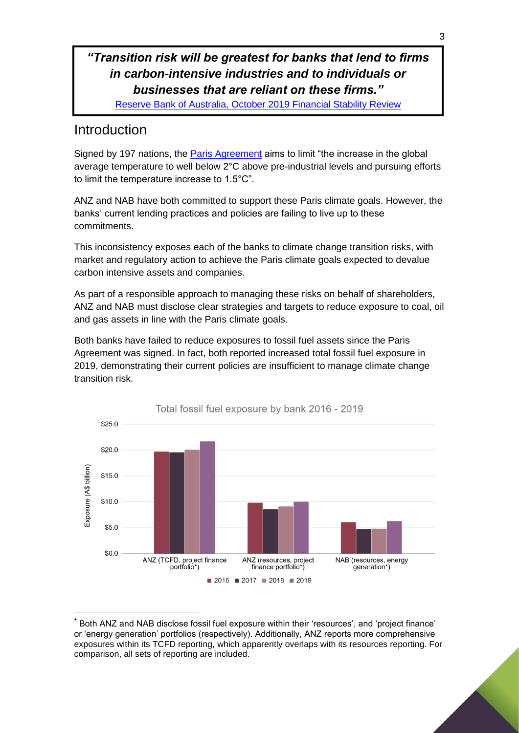***"Transition risk will be greatest for banks that lend to firms in carbon-intensive industries and to individuals or businesses that are reliant on these firms."***

[Reserve Bank of Australia, October 2019 Financial Stability Review]

## Introduction

Signed by 197 nations, the [Paris Agreement] aims to limit "the increase in the global average temperature to well below 2°C above pre-industrial levels and pursuing efforts to limit the temperature increase to 1.5°C".

ANZ and NAB have both committed to support these Paris climate goals. However, the banks' current lending practices and policies are failing to live up to these commitments.

This inconsistency exposes each of the banks to climate change transition risks, with market and regulatory action to achieve the Paris climate goals expected to devalue carbon intensive assets and companies.

As part of a responsible approach to managing these risks on behalf of shareholders, ANZ and NAB must disclose clear strategies and targets to reduce exposure to coal, oil and gas assets in line with the Paris climate goals.

Both banks have failed to reduce exposures to fossil fuel assets since the Paris Agreement was signed. In fact, both reported increased total fossil fuel exposure in 2019, demonstrating their current policies are insufficient to manage climate change transition risk.

Total fossil fuel exposure by bank 2016 - 2019

Exposure (A$ billion)

| | 2016 | 2017 | 2018 | 2019 |
|---|---|---|---|---|
| ANZ (TCFD, project finance portfolio*) | ~19.7 | ~19.6 | ~20.1 | ~21.7 |
| ANZ (resources, project finance portfolio*) | ~9.8 | ~8.6 | ~9.1 | ~10.0 |
| NAB (resources, energy generation*) | ~6.0 | ~4.7 | ~4.8 | ~6.2 |

\* Both ANZ and NAB disclose fossil fuel exposure within their 'resources', and 'project finance' or 'energy generation' portfolios (respectively). Additionally, ANZ reports more comprehensive exposures within its TCFD reporting, which apparently overlaps with its resources reporting. For comparison, all sets of reporting are included.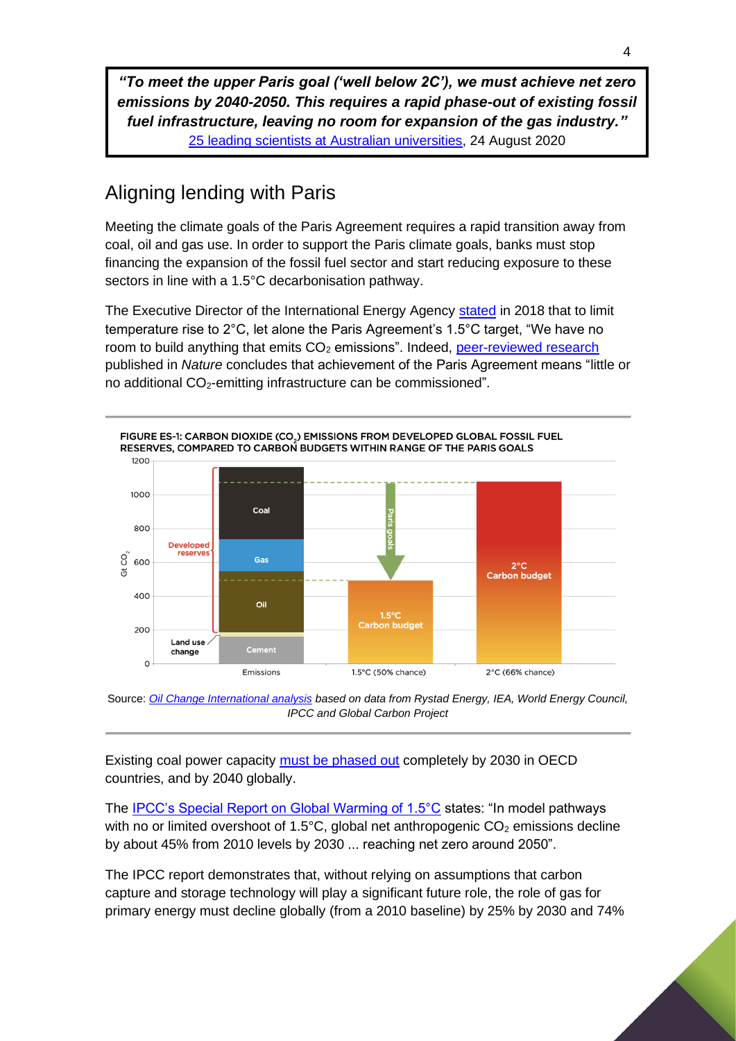***"To meet the upper Paris goal ('well below 2C'), we must achieve net zero emissions by 2040-2050. This requires a rapid phase-out of existing fossil fuel infrastructure, leaving no room for expansion of the gas industry."***
25 leading scientists at Australian universities, 24 August 2020

## Aligning lending with Paris

Meeting the climate goals of the Paris Agreement requires a rapid transition away from coal, oil and gas use. In order to support the Paris climate goals, banks must stop financing the expansion of the fossil fuel sector and start reducing exposure to these sectors in line with a 1.5°C decarbonisation pathway.

The Executive Director of the International Energy Agency stated in 2018 that to limit temperature rise to 2°C, let alone the Paris Agreement's 1.5°C target, "We have no room to build anything that emits $CO_2$ emissions". Indeed, peer-reviewed research published in *Nature* concludes that achievement of the Paris Agreement means "little or no additional $CO_2$-emitting infrastructure can be commissioned".

FIGURE ES-1: CARBON DIOXIDE ($CO_2$) EMISSIONS FROM DEVELOPED GLOBAL FOSSIL FUEL RESERVES, COMPARED TO CARBON BUDGETS WITHIN RANGE OF THE PARIS GOALS

Source: *Oil Change International analysis based on data from Rystad Energy, IEA, World Energy Council, IPCC and Global Carbon Project*

Existing coal power capacity must be phased out completely by 2030 in OECD countries, and by 2040 globally.

The IPCC's Special Report on Global Warming of 1.5°C states: "In model pathways with no or limited overshoot of 1.5°C, global net anthropogenic $CO_2$ emissions decline by about 45% from 2010 levels by 2030 ... reaching net zero around 2050".

The IPCC report demonstrates that, without relying on assumptions that carbon capture and storage technology will play a significant future role, the role of gas for primary energy must decline globally (from a 2010 baseline) by 25% by 2030 and 74%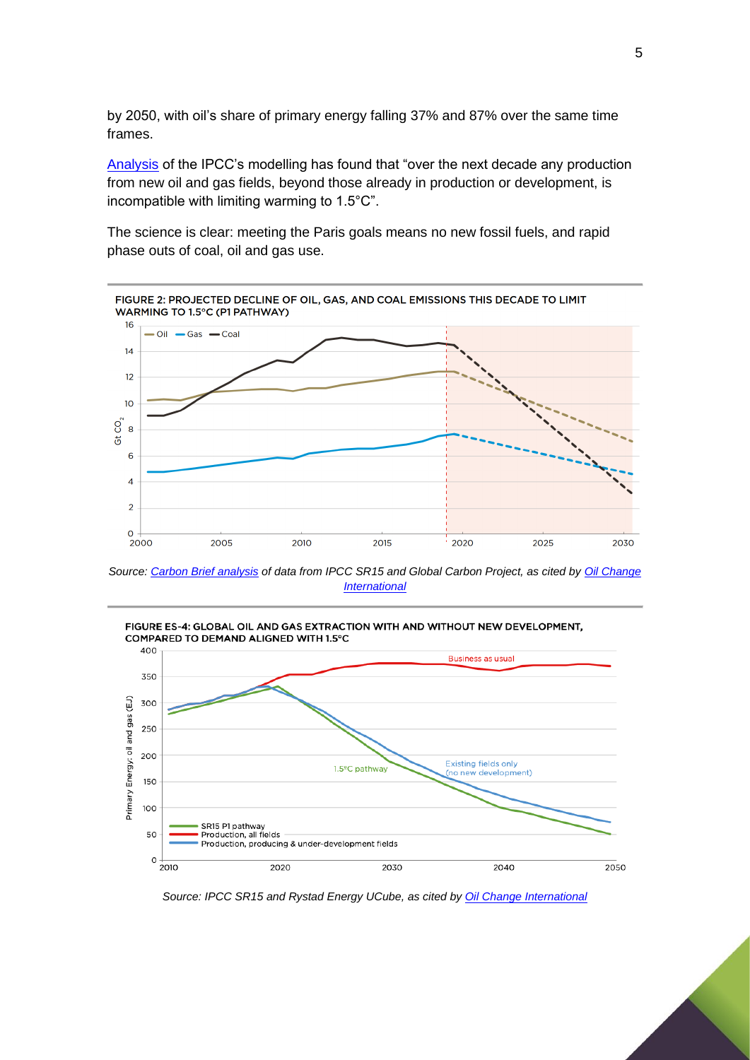by 2050, with oil's share of primary energy falling 37% and 87% over the same time frames.

[Analysis](#) of the IPCC's modelling has found that "over the next decade any production from new oil and gas fields, beyond those already in production or development, is incompatible with limiting warming to 1.5°C".

The science is clear: meeting the Paris goals means no new fossil fuels, and rapid phase outs of coal, oil and gas use.

**FIGURE 2: PROJECTED DECLINE OF OIL, GAS, AND COAL EMISSIONS THIS DECADE TO LIMIT WARMING TO 1.5°C (P1 PATHWAY)**

*Source: [Carbon Brief analysis](#) of data from IPCC SR15 and Global Carbon Project, as cited by [Oil Change International](#)*

**FIGURE ES-4: GLOBAL OIL AND GAS EXTRACTION WITH AND WITHOUT NEW DEVELOPMENT, COMPARED TO DEMAND ALIGNED WITH 1.5°C**

*Source: IPCC SR15 and Rystad Energy UCube, as cited by [Oil Change International](#)*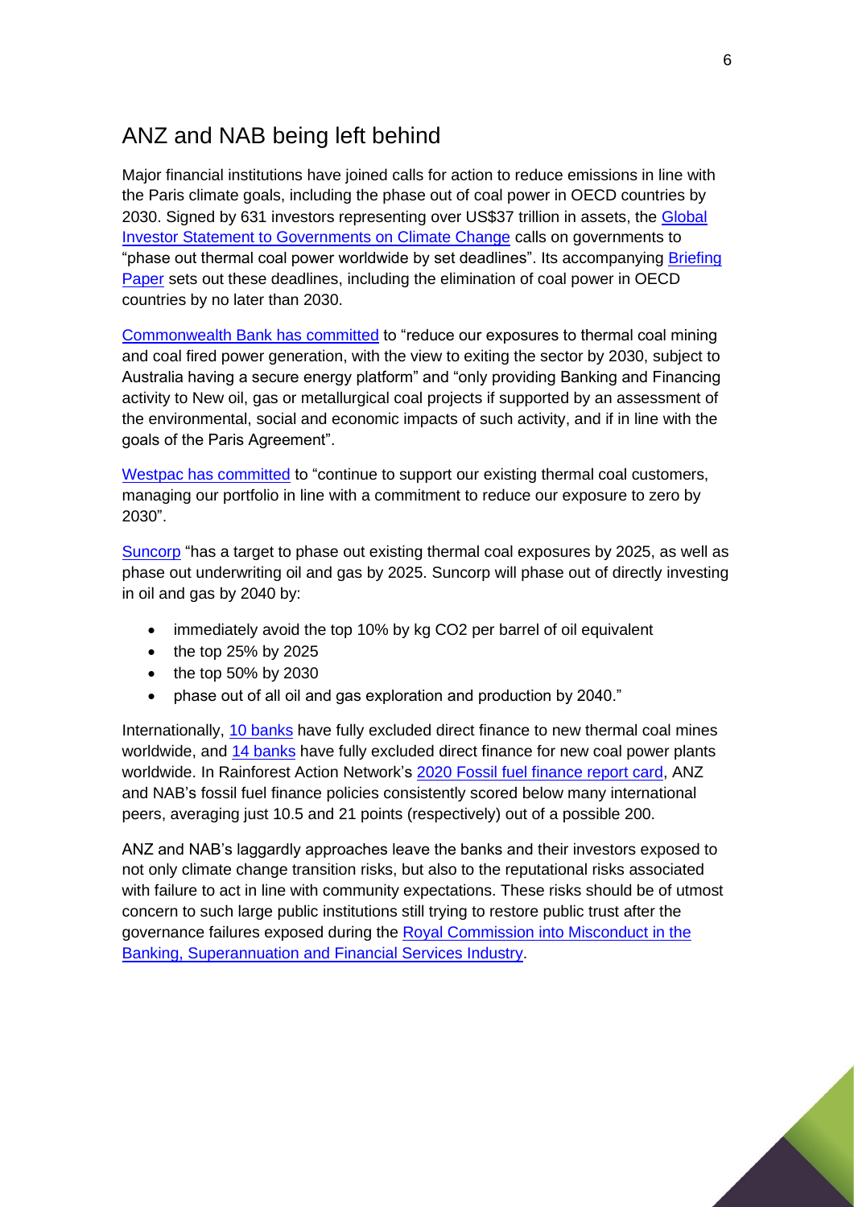## ANZ and NAB being left behind

Major financial institutions have joined calls for action to reduce emissions in line with the Paris climate goals, including the phase out of coal power in OECD countries by 2030. Signed by 631 investors representing over US$37 trillion in assets, the Global Investor Statement to Governments on Climate Change calls on governments to "phase out thermal coal power worldwide by set deadlines". Its accompanying Briefing Paper sets out these deadlines, including the elimination of coal power in OECD countries by no later than 2030.

Commonwealth Bank has committed to "reduce our exposures to thermal coal mining and coal fired power generation, with the view to exiting the sector by 2030, subject to Australia having a secure energy platform" and "only providing Banking and Financing activity to New oil, gas or metallurgical coal projects if supported by an assessment of the environmental, social and economic impacts of such activity, and if in line with the goals of the Paris Agreement".

Westpac has committed to "continue to support our existing thermal coal customers, managing our portfolio in line with a commitment to reduce our exposure to zero by 2030".

Suncorp "has a target to phase out existing thermal coal exposures by 2025, as well as phase out underwriting oil and gas by 2025. Suncorp will phase out of directly investing in oil and gas by 2040 by:

- immediately avoid the top 10% by kg $CO_2$ per barrel of oil equivalent
- the top 25% by 2025
- the top 50% by 2030
- phase out of all oil and gas exploration and production by 2040."

Internationally, 10 banks have fully excluded direct finance to new thermal coal mines worldwide, and 14 banks have fully excluded direct finance for new coal power plants worldwide. In Rainforest Action Network's 2020 Fossil fuel finance report card, ANZ and NAB's fossil fuel finance policies consistently scored below many international peers, averaging just 10.5 and 21 points (respectively) out of a possible 200.

ANZ and NAB's laggardly approaches leave the banks and their investors exposed to not only climate change transition risks, but also to the reputational risks associated with failure to act in line with community expectations. These risks should be of utmost concern to such large public institutions still trying to restore public trust after the governance failures exposed during the Royal Commission into Misconduct in the Banking, Superannuation and Financial Services Industry.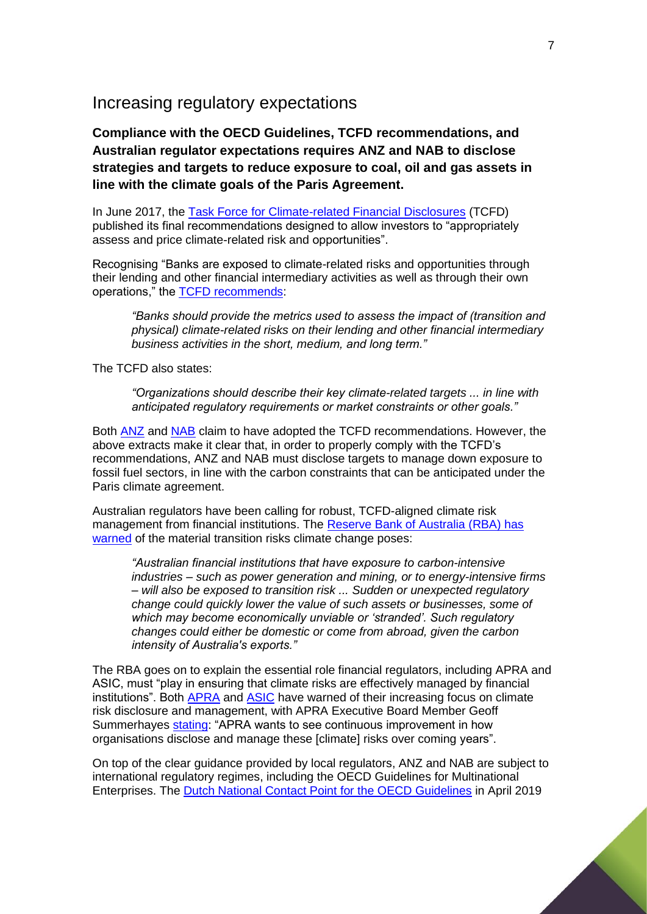## Increasing regulatory expectations

**Compliance with the OECD Guidelines, TCFD recommendations, and Australian regulator expectations requires ANZ and NAB to disclose strategies and targets to reduce exposure to coal, oil and gas assets in line with the climate goals of the Paris Agreement.**

In June 2017, the Task Force for Climate-related Financial Disclosures (TCFD) published its final recommendations designed to allow investors to "appropriately assess and price climate-related risk and opportunities".

Recognising "Banks are exposed to climate-related risks and opportunities through their lending and other financial intermediary activities as well as through their own operations," the TCFD recommends:

> *"Banks should provide the metrics used to assess the impact of (transition and physical) climate-related risks on their lending and other financial intermediary business activities in the short, medium, and long term."*

The TCFD also states:

> *"Organizations should describe their key climate-related targets ... in line with anticipated regulatory requirements or market constraints or other goals."*

Both ANZ and NAB claim to have adopted the TCFD recommendations. However, the above extracts make it clear that, in order to properly comply with the TCFD's recommendations, ANZ and NAB must disclose targets to manage down exposure to fossil fuel sectors, in line with the carbon constraints that can be anticipated under the Paris climate agreement.

Australian regulators have been calling for robust, TCFD-aligned climate risk management from financial institutions. The Reserve Bank of Australia (RBA) has warned of the material transition risks climate change poses:

> *"Australian financial institutions that have exposure to carbon-intensive industries – such as power generation and mining, or to energy-intensive firms – will also be exposed to transition risk ... Sudden or unexpected regulatory change could quickly lower the value of such assets or businesses, some of which may become economically unviable or 'stranded'. Such regulatory changes could either be domestic or come from abroad, given the carbon intensity of Australia's exports."*

The RBA goes on to explain the essential role financial regulators, including APRA and ASIC, must "play in ensuring that climate risks are effectively managed by financial institutions". Both APRA and ASIC have warned of their increasing focus on climate risk disclosure and management, with APRA Executive Board Member Geoff Summerhayes stating: "APRA wants to see continuous improvement in how organisations disclose and manage these [climate] risks over coming years".

On top of the clear guidance provided by local regulators, ANZ and NAB are subject to international regulatory regimes, including the OECD Guidelines for Multinational Enterprises. The Dutch National Contact Point for the OECD Guidelines in April 2019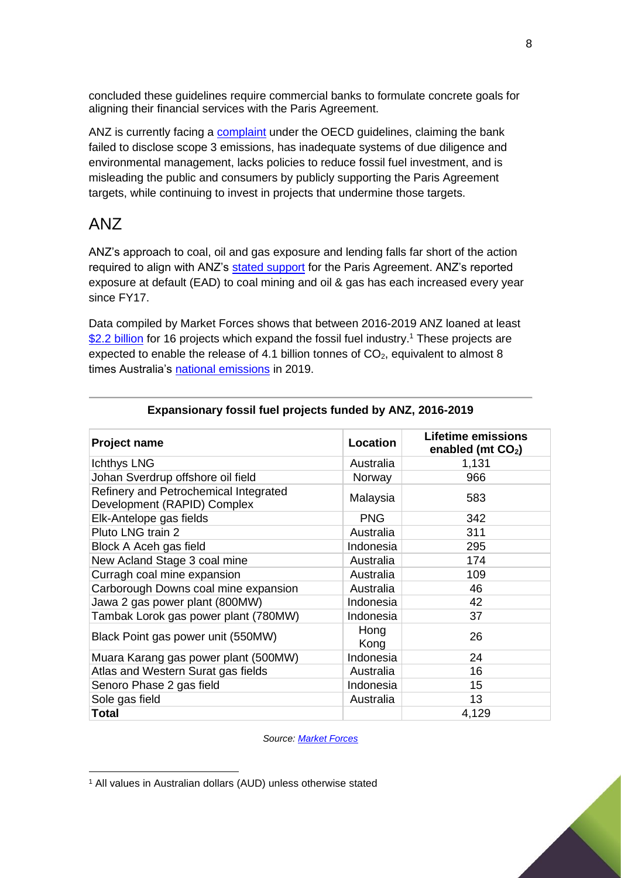concluded these guidelines require commercial banks to formulate concrete goals for aligning their financial services with the Paris Agreement.

ANZ is currently facing a complaint under the OECD guidelines, claiming the bank failed to disclose scope 3 emissions, has inadequate systems of due diligence and environmental management, lacks policies to reduce fossil fuel investment, and is misleading the public and consumers by publicly supporting the Paris Agreement targets, while continuing to invest in projects that undermine those targets.

## ANZ

ANZ's approach to coal, oil and gas exposure and lending falls far short of the action required to align with ANZ's stated support for the Paris Agreement. ANZ's reported exposure at default (EAD) to coal mining and oil & gas has each increased every year since FY17.

Data compiled by Market Forces shows that between 2016-2019 ANZ loaned at least $2.2 billion for 16 projects which expand the fossil fuel industry.[1] These projects are expected to enable the release of 4.1 billion tonnes of $CO_2$, equivalent to almost 8 times Australia's national emissions in 2019.

**Expansionary fossil fuel projects funded by ANZ, 2016-2019**

| Project name | Location | Lifetime emissions enabled (mt $CO_2$) |
|---|---|---|
| Ichthys LNG | Australia | 1,131 |
| Johan Sverdrup offshore oil field | Norway | 966 |
| Refinery and Petrochemical Integrated Development (RAPID) Complex | Malaysia | 583 |
| Elk-Antelope gas fields | PNG | 342 |
| Pluto LNG train 2 | Australia | 311 |
| Block A Aceh gas field | Indonesia | 295 |
| New Acland Stage 3 coal mine | Australia | 174 |
| Curragh coal mine expansion | Australia | 109 |
| Carborough Downs coal mine expansion | Australia | 46 |
| Jawa 2 gas power plant (800MW) | Indonesia | 42 |
| Tambak Lorok gas power plant (780MW) | Indonesia | 37 |
| Black Point gas power unit (550MW) | Hong Kong | 26 |
| Muara Karang gas power plant (500MW) | Indonesia | 24 |
| Atlas and Western Surat gas fields | Australia | 16 |
| Senoro Phase 2 gas field | Indonesia | 15 |
| Sole gas field | Australia | 13 |
| **Total** | | 4,129 |

*Source: Market Forces*

[1] All values in Australian dollars (AUD) unless otherwise stated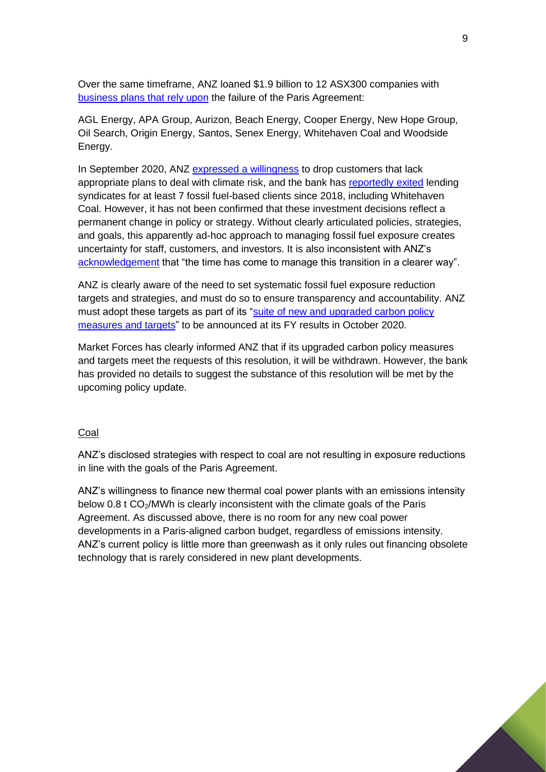Over the same timeframe, ANZ loaned $1.9 billion to 12 ASX300 companies with business plans that rely upon the failure of the Paris Agreement:

AGL Energy, APA Group, Aurizon, Beach Energy, Cooper Energy, New Hope Group, Oil Search, Origin Energy, Santos, Senex Energy, Whitehaven Coal and Woodside Energy.

In September 2020, ANZ expressed a willingness to drop customers that lack appropriate plans to deal with climate risk, and the bank has reportedly exited lending syndicates for at least 7 fossil fuel-based clients since 2018, including Whitehaven Coal. However, it has not been confirmed that these investment decisions reflect a permanent change in policy or strategy. Without clearly articulated policies, strategies, and goals, this apparently ad-hoc approach to managing fossil fuel exposure creates uncertainty for staff, customers, and investors. It is also inconsistent with ANZ's acknowledgement that "the time has come to manage this transition in a clearer way".

ANZ is clearly aware of the need to set systematic fossil fuel exposure reduction targets and strategies, and must do so to ensure transparency and accountability. ANZ must adopt these targets as part of its "suite of new and upgraded carbon policy measures and targets" to be announced at its FY results in October 2020.

Market Forces has clearly informed ANZ that if its upgraded carbon policy measures and targets meet the requests of this resolution, it will be withdrawn. However, the bank has provided no details to suggest the substance of this resolution will be met by the upcoming policy update.

## Coal

ANZ's disclosed strategies with respect to coal are not resulting in exposure reductions in line with the goals of the Paris Agreement.

ANZ's willingness to finance new thermal coal power plants with an emissions intensity below 0.8 t $CO_2$/MWh is clearly inconsistent with the climate goals of the Paris Agreement. As discussed above, there is no room for any new coal power developments in a Paris-aligned carbon budget, regardless of emissions intensity. ANZ's current policy is little more than greenwash as it only rules out financing obsolete technology that is rarely considered in new plant developments.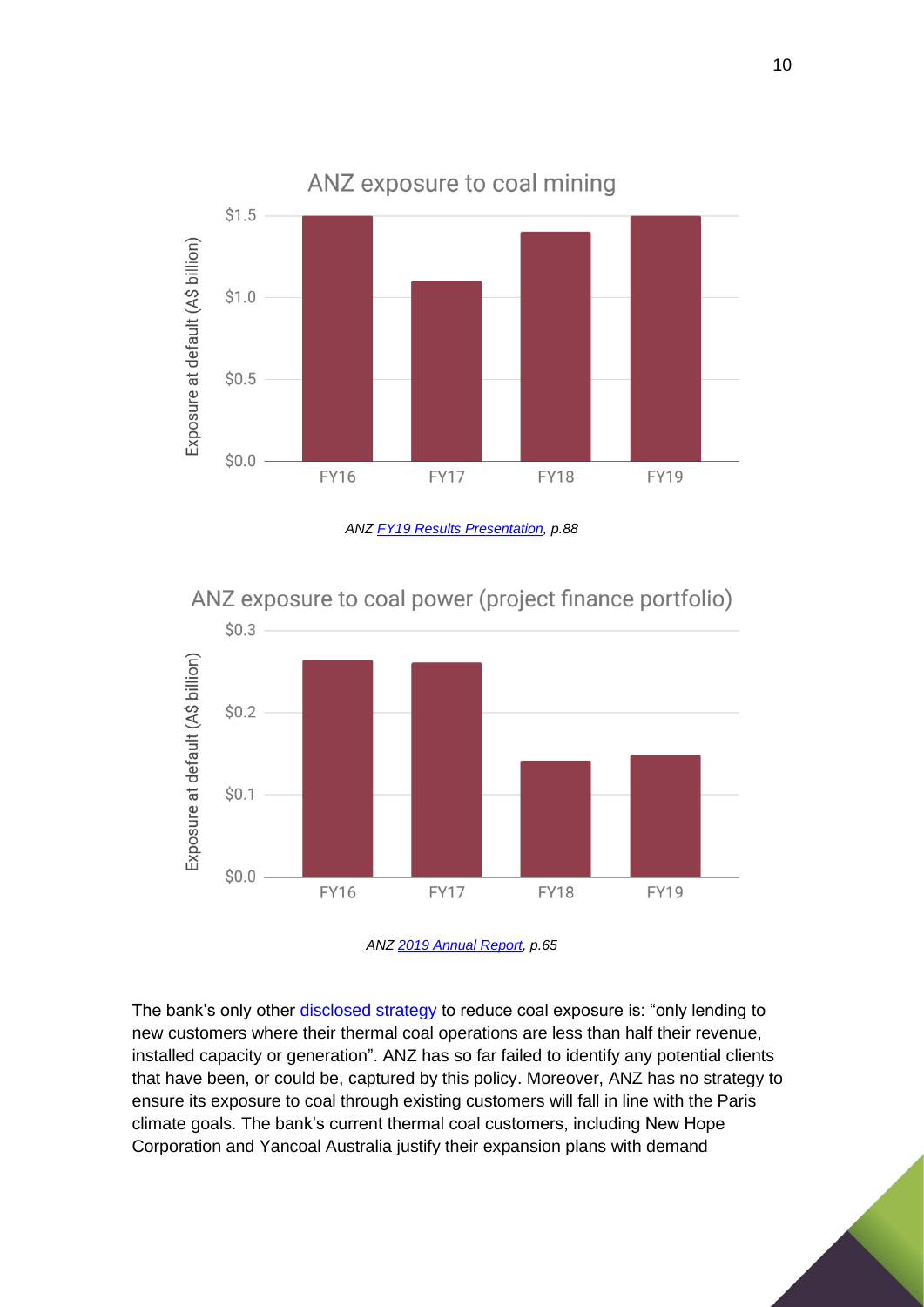ANZ exposure to coal mining

ANZ exposure to coal mining

| | FY16 | FY17 | FY18 | FY19 |
|---|---|---|---|---|
| Exposure at default (A$ billion) | $1.5 | $1.1 | $1.4 | $1.5 |

*ANZ FY19 Results Presentation, p.88*

ANZ exposure to coal power (project finance portfolio)

| | FY16 | FY17 | FY18 | FY19 |
|---|---|---|---|---|
| Exposure at default (A$ billion) | ~$0.26 | ~$0.26 | ~$0.14 | ~$0.15 |

*ANZ 2019 Annual Report, p.65*

The bank's only other disclosed strategy to reduce coal exposure is: "only lending to new customers where their thermal coal operations are less than half their revenue, installed capacity or generation". ANZ has so far failed to identify any potential clients that have been, or could be, captured by this policy. Moreover, ANZ has no strategy to ensure its exposure to coal through existing customers will fall in line with the Paris climate goals. The bank's current thermal coal customers, including New Hope Corporation and Yancoal Australia justify their expansion plans with demand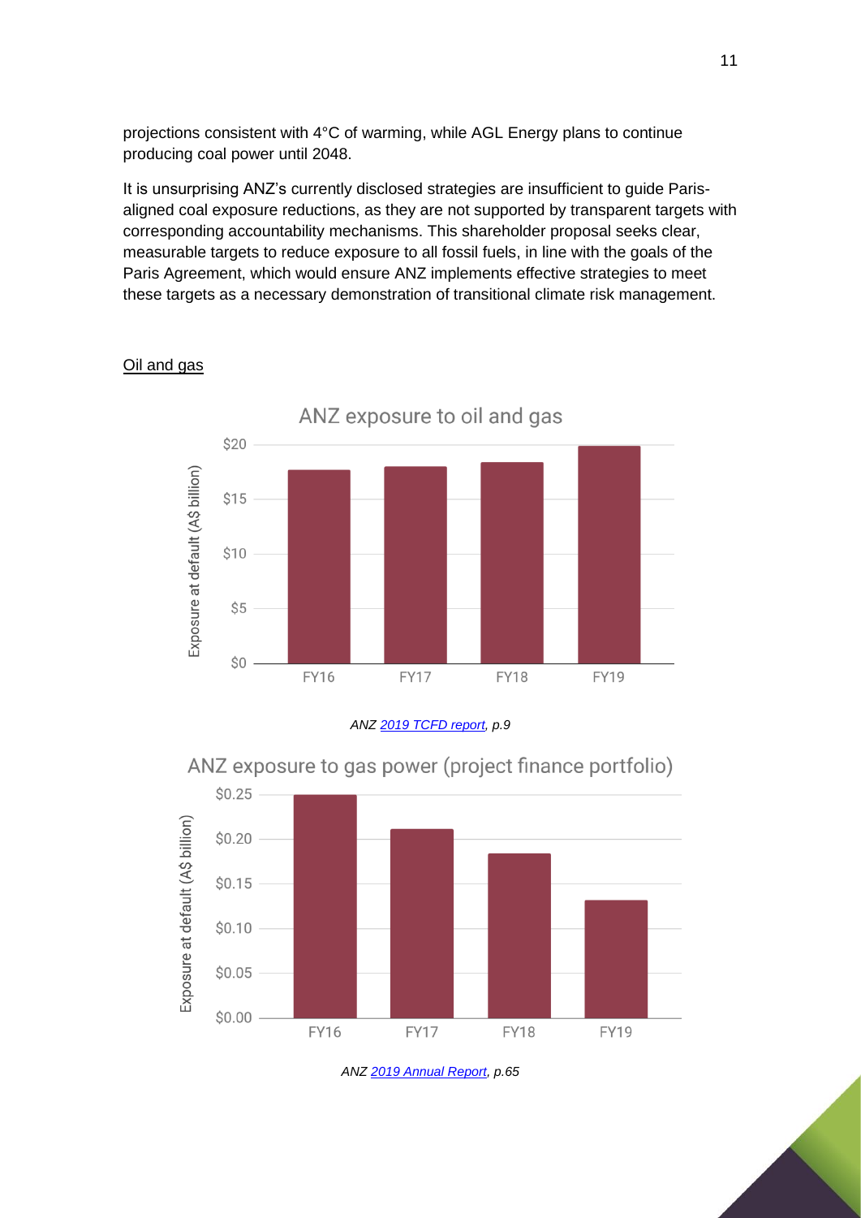projections consistent with 4°C of warming, while AGL Energy plans to continue producing coal power until 2048.

It is unsurprising ANZ's currently disclosed strategies are insufficient to guide Paris-aligned coal exposure reductions, as they are not supported by transparent targets with corresponding accountability mechanisms. This shareholder proposal seeks clear, measurable targets to reduce exposure to all fossil fuels, in line with the goals of the Paris Agreement, which would ensure ANZ implements effective strategies to meet these targets as a necessary demonstration of transitional climate risk management.

## Oil and gas

ANZ exposure to oil and gas

*ANZ [2019 TCFD report](), p.9*

ANZ exposure to gas power (project finance portfolio)

*ANZ [2019 Annual Report](), p.65*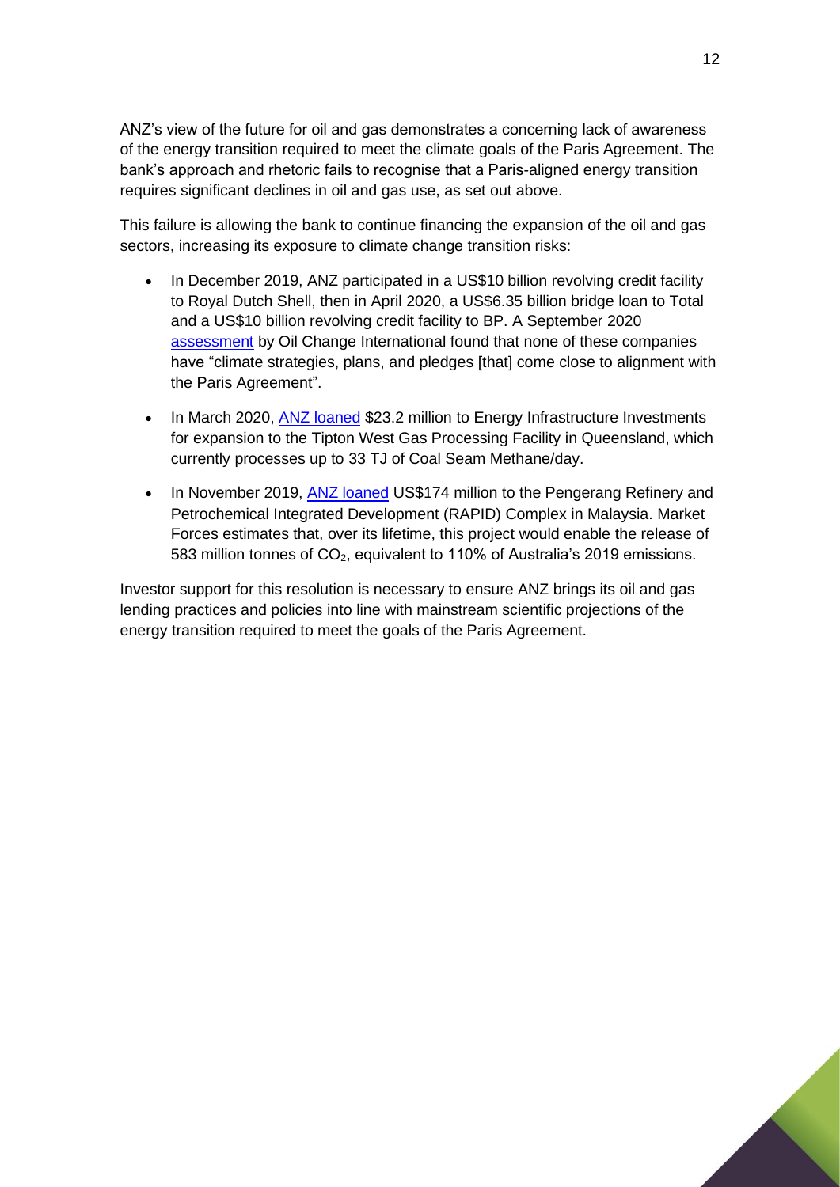ANZ's view of the future for oil and gas demonstrates a concerning lack of awareness of the energy transition required to meet the climate goals of the Paris Agreement. The bank's approach and rhetoric fails to recognise that a Paris-aligned energy transition requires significant declines in oil and gas use, as set out above.

This failure is allowing the bank to continue financing the expansion of the oil and gas sectors, increasing its exposure to climate change transition risks:

- In December 2019, ANZ participated in a US$10 billion revolving credit facility to Royal Dutch Shell, then in April 2020, a US$6.35 billion bridge loan to Total and a US$10 billion revolving credit facility to BP. A September 2020 assessment by Oil Change International found that none of these companies have "climate strategies, plans, and pledges [that] come close to alignment with the Paris Agreement".
- In March 2020, ANZ loaned $23.2 million to Energy Infrastructure Investments for expansion to the Tipton West Gas Processing Facility in Queensland, which currently processes up to 33 TJ of Coal Seam Methane/day.
- In November 2019, ANZ loaned US$174 million to the Pengerang Refinery and Petrochemical Integrated Development (RAPID) Complex in Malaysia. Market Forces estimates that, over its lifetime, this project would enable the release of 583 million tonnes of $CO_2$, equivalent to 110% of Australia's 2019 emissions.

Investor support for this resolution is necessary to ensure ANZ brings its oil and gas lending practices and policies into line with mainstream scientific projections of the energy transition required to meet the goals of the Paris Agreement.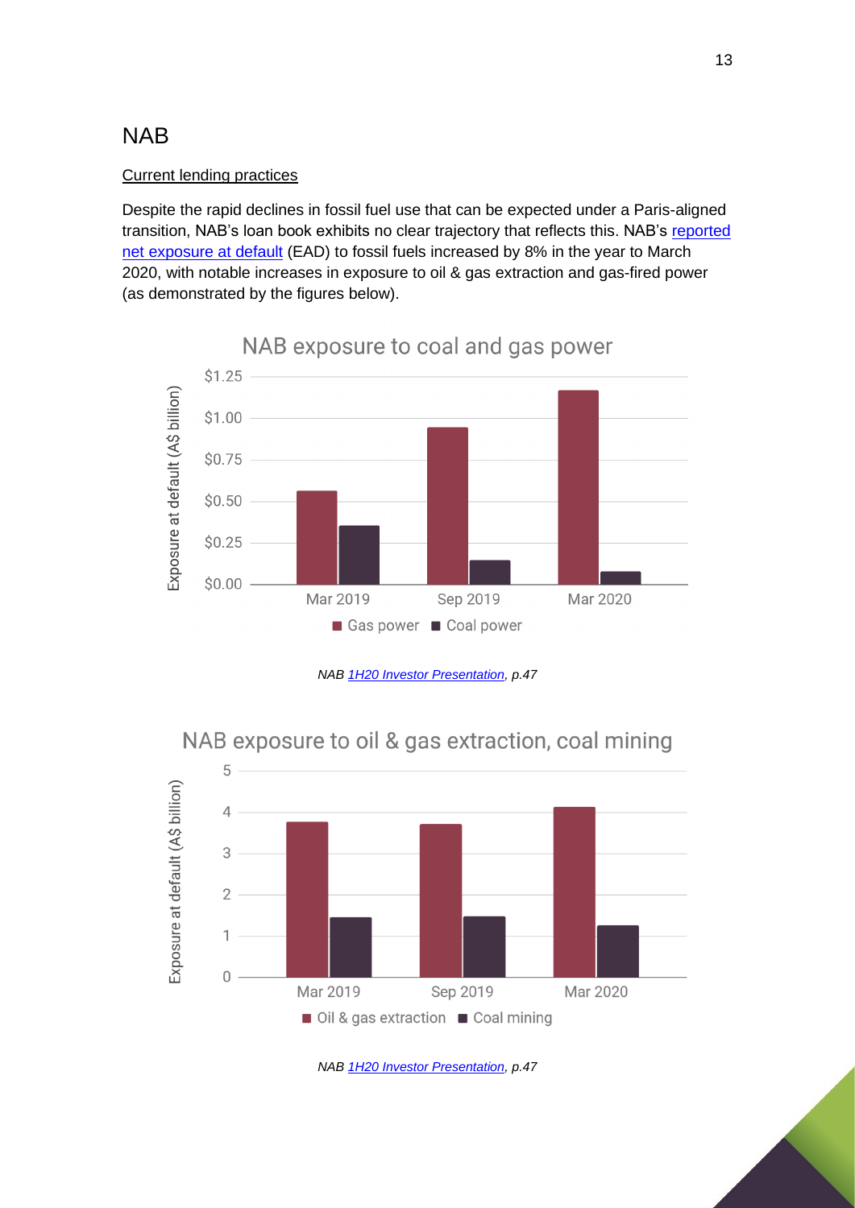## NAB

Current lending practices

Despite the rapid declines in fossil fuel use that can be expected under a Paris-aligned transition, NAB's loan book exhibits no clear trajectory that reflects this. NAB's reported net exposure at default (EAD) to fossil fuels increased by 8% in the year to March 2020, with notable increases in exposure to oil & gas extraction and gas-fired power (as demonstrated by the figures below).

*NAB 1H20 Investor Presentation, p.47*

*NAB 1H20 Investor Presentation, p.47*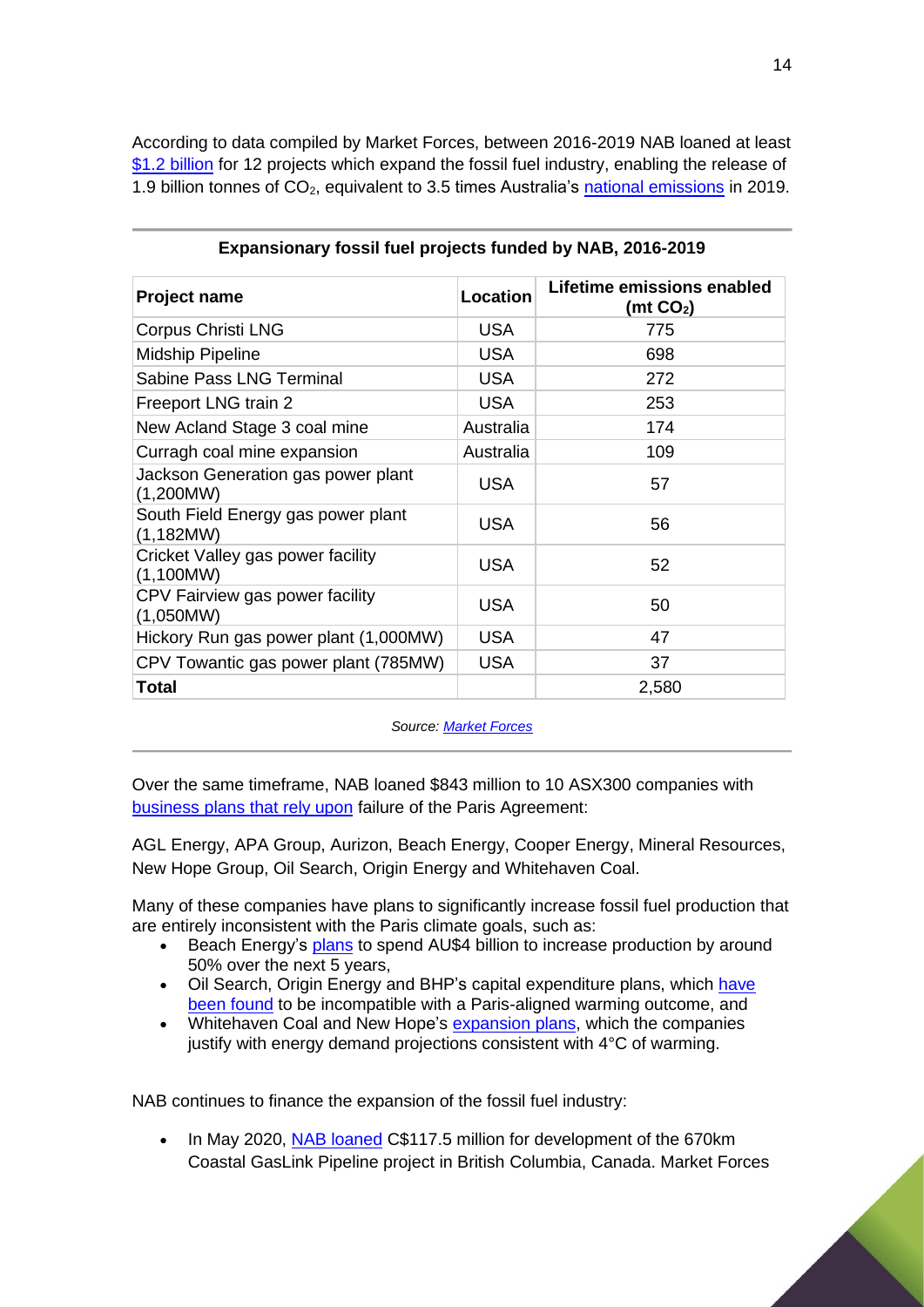According to data compiled by Market Forces, between 2016-2019 NAB loaned at least [$1.2 billion](#) for 12 projects which expand the fossil fuel industry, enabling the release of 1.9 billion tonnes of $CO_2$, equivalent to 3.5 times Australia's [national emissions](#) in 2019.

**Expansionary fossil fuel projects funded by NAB, 2016-2019**

| Project name | Location | Lifetime emissions enabled (mt $CO_2$) |
|---|---|---|
| Corpus Christi LNG | USA | 775 |
| Midship Pipeline | USA | 698 |
| Sabine Pass LNG Terminal | USA | 272 |
| Freeport LNG train 2 | USA | 253 |
| New Acland Stage 3 coal mine | Australia | 174 |
| Curragh coal mine expansion | Australia | 109 |
| Jackson Generation gas power plant (1,200MW) | USA | 57 |
| South Field Energy gas power plant (1,182MW) | USA | 56 |
| Cricket Valley gas power facility (1,100MW) | USA | 52 |
| CPV Fairview gas power facility (1,050MW) | USA | 50 |
| Hickory Run gas power plant (1,000MW) | USA | 47 |
| CPV Towantic gas power plant (785MW) | USA | 37 |
| **Total** | | 2,580 |

*Source: [Market Forces](#)*

Over the same timeframe, NAB loaned $843 million to 10 ASX300 companies with [business plans that rely upon](#) failure of the Paris Agreement:

AGL Energy, APA Group, Aurizon, Beach Energy, Cooper Energy, Mineral Resources, New Hope Group, Oil Search, Origin Energy and Whitehaven Coal.

Many of these companies have plans to significantly increase fossil fuel production that are entirely inconsistent with the Paris climate goals, such as:

- Beach Energy's [plans](#) to spend AU$4 billion to increase production by around 50% over the next 5 years,
- Oil Search, Origin Energy and BHP's capital expenditure plans, which [have been found](#) to be incompatible with a Paris-aligned warming outcome, and
- Whitehaven Coal and New Hope's [expansion plans](#), which the companies justify with energy demand projections consistent with 4°C of warming.

NAB continues to finance the expansion of the fossil fuel industry:

- In May 2020, [NAB loaned](#) C$117.5 million for development of the 670km Coastal GasLink Pipeline project in British Columbia, Canada. Market Forces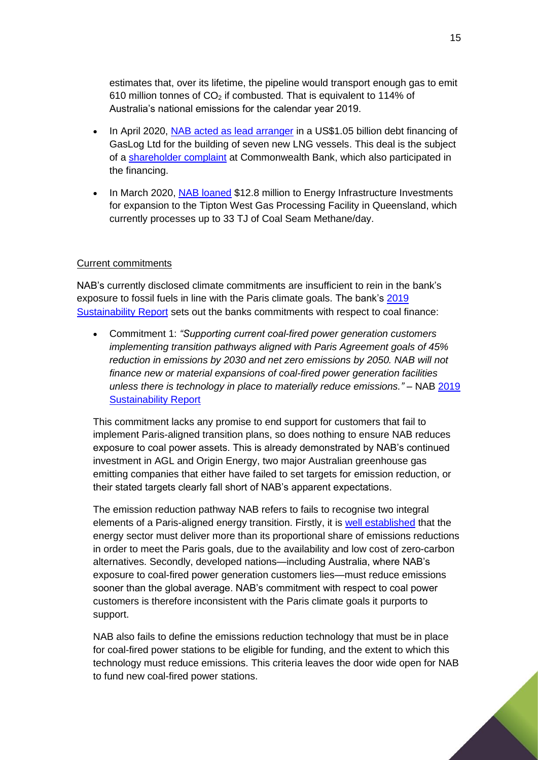estimates that, over its lifetime, the pipeline would transport enough gas to emit 610 million tonnes of $CO_2$ if combusted. That is equivalent to 114% of Australia's national emissions for the calendar year 2019.

- In April 2020, NAB acted as lead arranger in a US$1.05 billion debt financing of GasLog Ltd for the building of seven new LNG vessels. This deal is the subject of a shareholder complaint at Commonwealth Bank, which also participated in the financing.
- In March 2020, NAB loaned $12.8 million to Energy Infrastructure Investments for expansion to the Tipton West Gas Processing Facility in Queensland, which currently processes up to 33 TJ of Coal Seam Methane/day.

Current commitments

NAB's currently disclosed climate commitments are insufficient to rein in the bank's exposure to fossil fuels in line with the Paris climate goals. The bank's 2019 Sustainability Report sets out the banks commitments with respect to coal finance:

- Commitment 1: *"Supporting current coal-fired power generation customers implementing transition pathways aligned with Paris Agreement goals of 45% reduction in emissions by 2030 and net zero emissions by 2050. NAB will not finance new or material expansions of coal-fired power generation facilities unless there is technology in place to materially reduce emissions."* – NAB 2019 Sustainability Report

This commitment lacks any promise to end support for customers that fail to implement Paris-aligned transition plans, so does nothing to ensure NAB reduces exposure to coal power assets. This is already demonstrated by NAB's continued investment in AGL and Origin Energy, two major Australian greenhouse gas emitting companies that either have failed to set targets for emission reduction, or their stated targets clearly fall short of NAB's apparent expectations.

The emission reduction pathway NAB refers to fails to recognise two integral elements of a Paris-aligned energy transition. Firstly, it is well established that the energy sector must deliver more than its proportional share of emissions reductions in order to meet the Paris goals, due to the availability and low cost of zero-carbon alternatives. Secondly, developed nations—including Australia, where NAB's exposure to coal-fired power generation customers lies—must reduce emissions sooner than the global average. NAB's commitment with respect to coal power customers is therefore inconsistent with the Paris climate goals it purports to support.

NAB also fails to define the emissions reduction technology that must be in place for coal-fired power stations to be eligible for funding, and the extent to which this technology must reduce emissions. This criteria leaves the door wide open for NAB to fund new coal-fired power stations.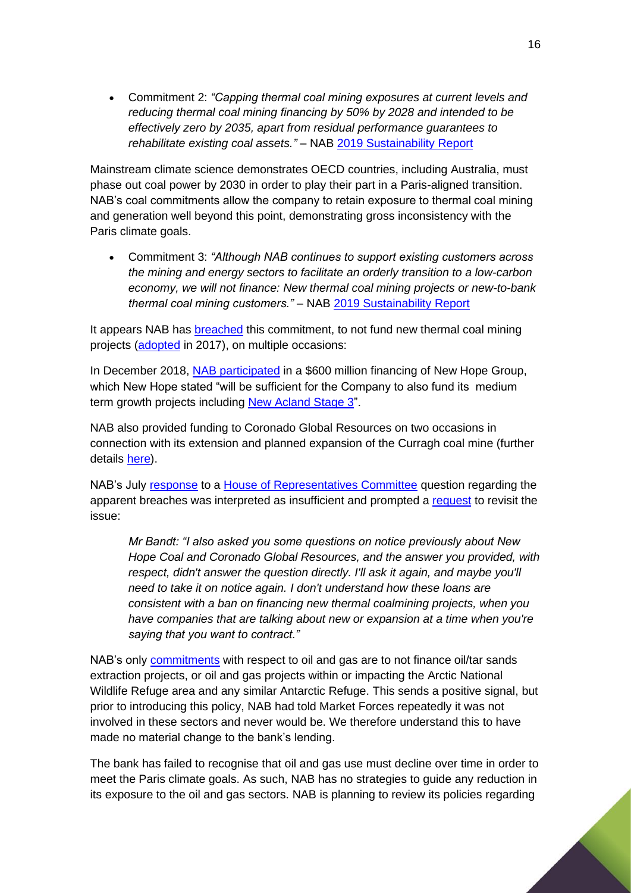- Commitment 2: *"Capping thermal coal mining exposures at current levels and reducing thermal coal mining financing by 50% by 2028 and intended to be effectively zero by 2035, apart from residual performance guarantees to rehabilitate existing coal assets."* – NAB 2019 Sustainability Report

Mainstream climate science demonstrates OECD countries, including Australia, must phase out coal power by 2030 in order to play their part in a Paris-aligned transition. NAB's coal commitments allow the company to retain exposure to thermal coal mining and generation well beyond this point, demonstrating gross inconsistency with the Paris climate goals.

- Commitment 3: *"Although NAB continues to support existing customers across the mining and energy sectors to facilitate an orderly transition to a low-carbon economy, we will not finance: New thermal coal mining projects or new-to-bank thermal coal mining customers."* – NAB 2019 Sustainability Report

It appears NAB has breached this commitment, to not fund new thermal coal mining projects (adopted in 2017), on multiple occasions:

In December 2018, NAB participated in a $600 million financing of New Hope Group, which New Hope stated "will be sufficient for the Company to also fund its medium term growth projects including New Acland Stage 3".

NAB also provided funding to Coronado Global Resources on two occasions in connection with its extension and planned expansion of the Curragh coal mine (further details here).

NAB's July response to a House of Representatives Committee question regarding the apparent breaches was interpreted as insufficient and prompted a request to revisit the issue:

> *Mr Bandt: "I also asked you some questions on notice previously about New Hope Coal and Coronado Global Resources, and the answer you provided, with respect, didn't answer the question directly. I'll ask it again, and maybe you'll need to take it on notice again. I don't understand how these loans are consistent with a ban on financing new thermal coalmining projects, when you have companies that are talking about new or expansion at a time when you're saying that you want to contract."*

NAB's only commitments with respect to oil and gas are to not finance oil/tar sands extraction projects, or oil and gas projects within or impacting the Arctic National Wildlife Refuge area and any similar Antarctic Refuge. This sends a positive signal, but prior to introducing this policy, NAB had told Market Forces repeatedly it was not involved in these sectors and never would be. We therefore understand this to have made no material change to the bank's lending.

The bank has failed to recognise that oil and gas use must decline over time in order to meet the Paris climate goals. As such, NAB has no strategies to guide any reduction in its exposure to the oil and gas sectors. NAB is planning to review its policies regarding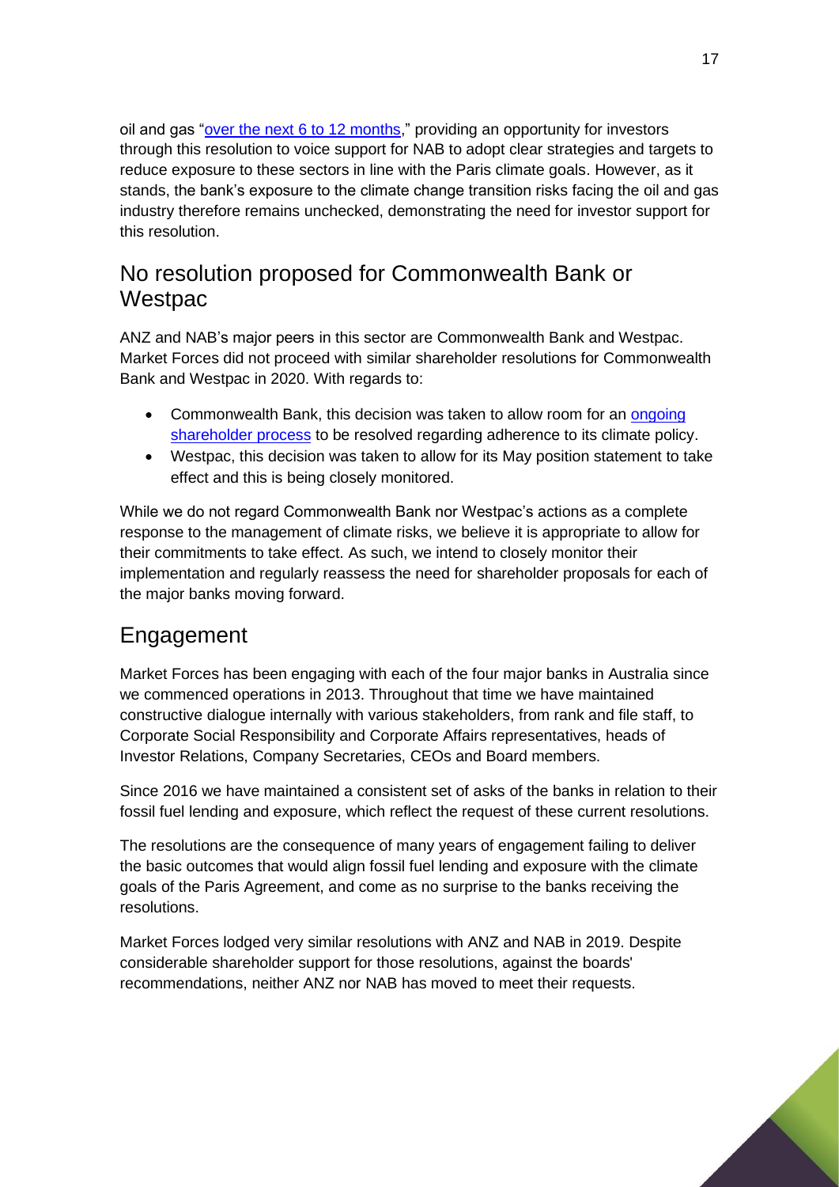oil and gas "over the next 6 to 12 months," providing an opportunity for investors through this resolution to voice support for NAB to adopt clear strategies and targets to reduce exposure to these sectors in line with the Paris climate goals. However, as it stands, the bank's exposure to the climate change transition risks facing the oil and gas industry therefore remains unchecked, demonstrating the need for investor support for this resolution.

## No resolution proposed for Commonwealth Bank or Westpac

ANZ and NAB's major peers in this sector are Commonwealth Bank and Westpac. Market Forces did not proceed with similar shareholder resolutions for Commonwealth Bank and Westpac in 2020. With regards to:

- Commonwealth Bank, this decision was taken to allow room for an ongoing shareholder process to be resolved regarding adherence to its climate policy.
- Westpac, this decision was taken to allow for its May position statement to take effect and this is being closely monitored.

While we do not regard Commonwealth Bank nor Westpac's actions as a complete response to the management of climate risks, we believe it is appropriate to allow for their commitments to take effect. As such, we intend to closely monitor their implementation and regularly reassess the need for shareholder proposals for each of the major banks moving forward.

## Engagement

Market Forces has been engaging with each of the four major banks in Australia since we commenced operations in 2013. Throughout that time we have maintained constructive dialogue internally with various stakeholders, from rank and file staff, to Corporate Social Responsibility and Corporate Affairs representatives, heads of Investor Relations, Company Secretaries, CEOs and Board members.

Since 2016 we have maintained a consistent set of asks of the banks in relation to their fossil fuel lending and exposure, which reflect the request of these current resolutions.

The resolutions are the consequence of many years of engagement failing to deliver the basic outcomes that would align fossil fuel lending and exposure with the climate goals of the Paris Agreement, and come as no surprise to the banks receiving the resolutions.

Market Forces lodged very similar resolutions with ANZ and NAB in 2019. Despite considerable shareholder support for those resolutions, against the boards' recommendations, neither ANZ nor NAB has moved to meet their requests.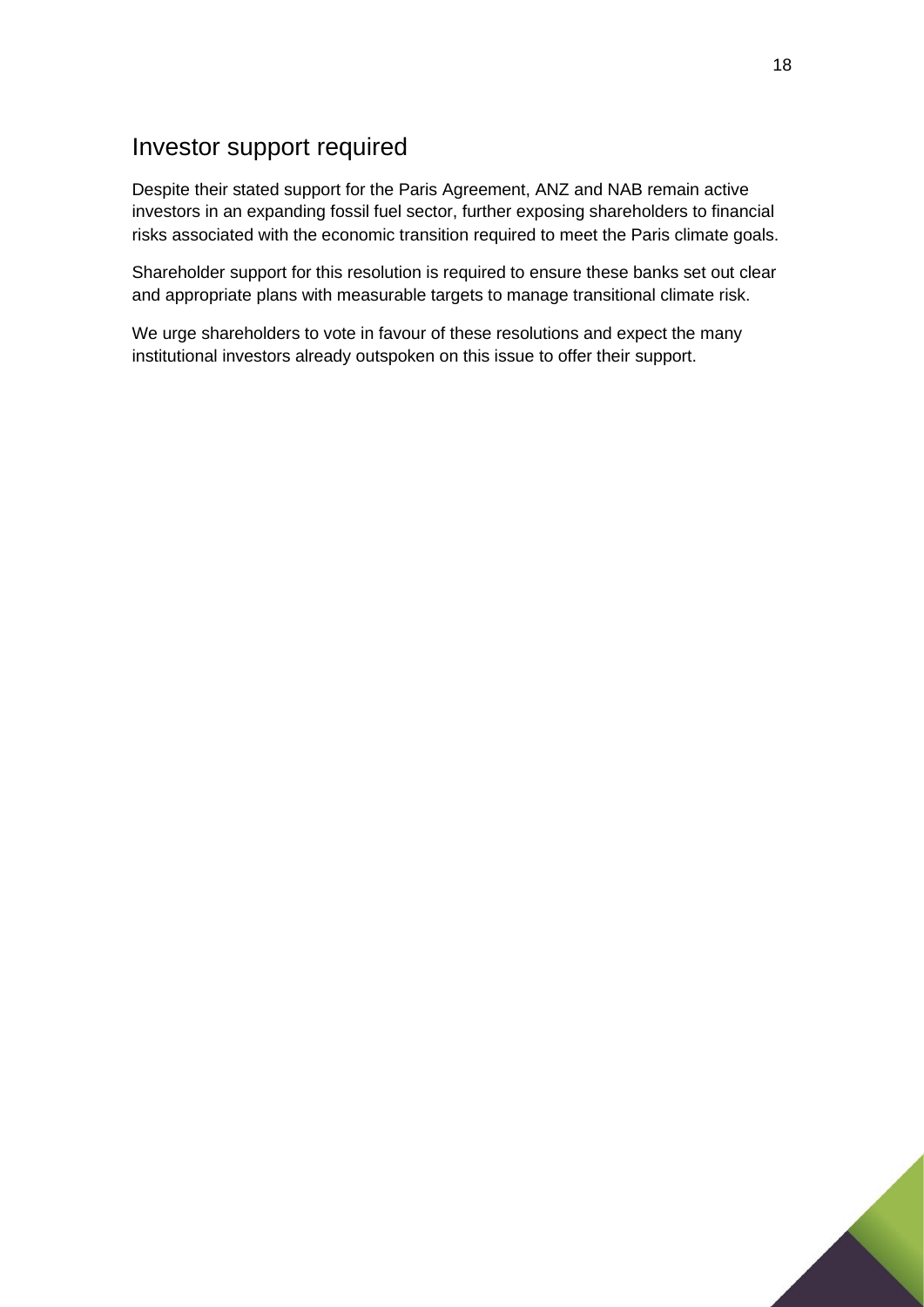## Investor support required

Despite their stated support for the Paris Agreement, ANZ and NAB remain active investors in an expanding fossil fuel sector, further exposing shareholders to financial risks associated with the economic transition required to meet the Paris climate goals.

Shareholder support for this resolution is required to ensure these banks set out clear and appropriate plans with measurable targets to manage transitional climate risk.

We urge shareholders to vote in favour of these resolutions and expect the many institutional investors already outspoken on this issue to offer their support.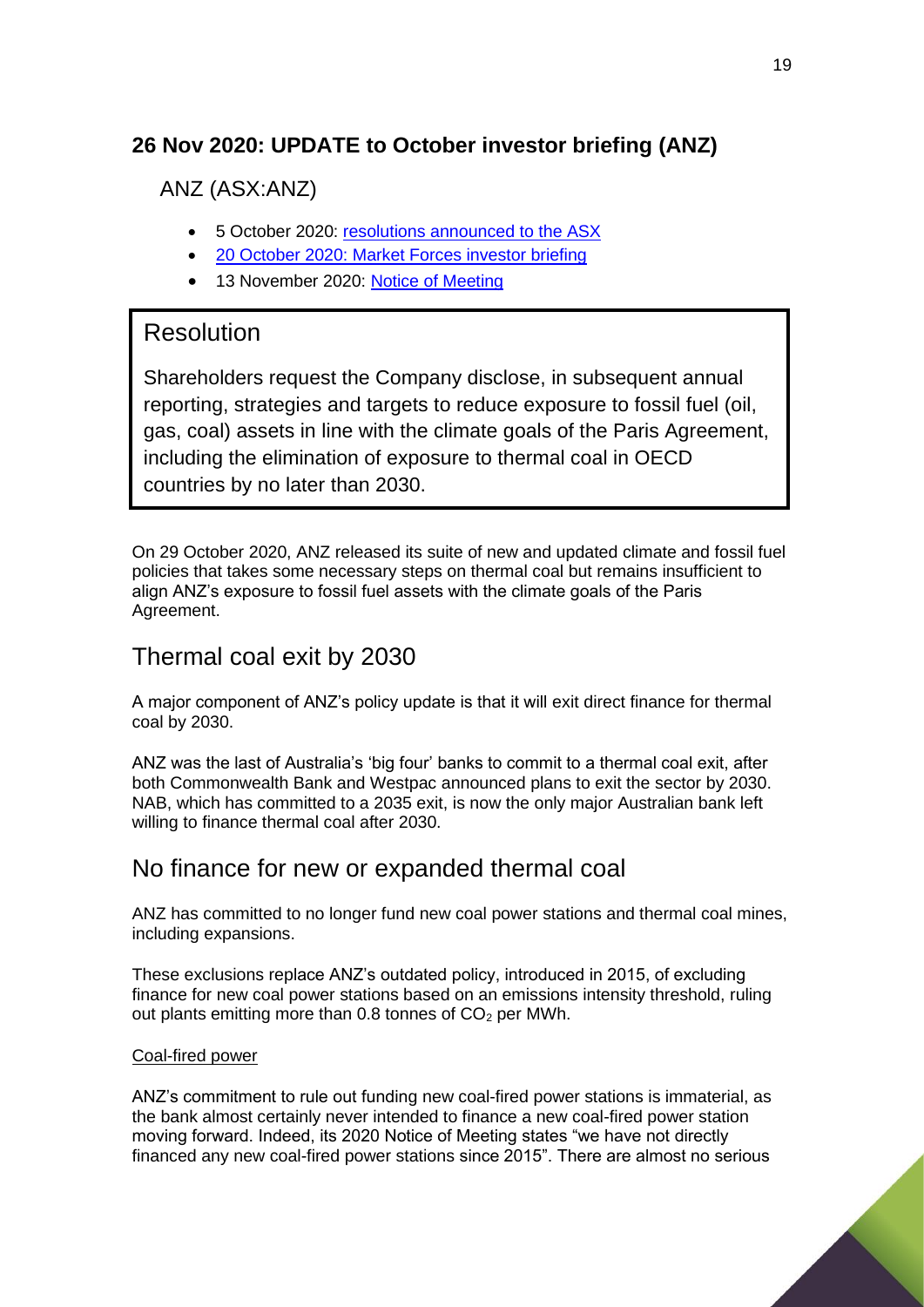## 26 Nov 2020: UPDATE to October investor briefing (ANZ)

### ANZ (ASX:ANZ)

- 5 October 2020: [resolutions announced to the ASX]
- [20 October 2020: Market Forces investor briefing]
- 13 November 2020: [Notice of Meeting]

> ## Resolution
>
> Shareholders request the Company disclose, in subsequent annual reporting, strategies and targets to reduce exposure to fossil fuel (oil, gas, coal) assets in line with the climate goals of the Paris Agreement, including the elimination of exposure to thermal coal in OECD countries by no later than 2030.

On 29 October 2020, ANZ released its suite of new and updated climate and fossil fuel policies that takes some necessary steps on thermal coal but remains insufficient to align ANZ's exposure to fossil fuel assets with the climate goals of the Paris Agreement.

## Thermal coal exit by 2030

A major component of ANZ's policy update is that it will exit direct finance for thermal coal by 2030.

ANZ was the last of Australia's 'big four' banks to commit to a thermal coal exit, after both Commonwealth Bank and Westpac announced plans to exit the sector by 2030. NAB, which has committed to a 2035 exit, is now the only major Australian bank left willing to finance thermal coal after 2030.

## No finance for new or expanded thermal coal

ANZ has committed to no longer fund new coal power stations and thermal coal mines, including expansions.

These exclusions replace ANZ's outdated policy, introduced in 2015, of excluding finance for new coal power stations based on an emissions intensity threshold, ruling out plants emitting more than 0.8 tonnes of $CO_2$ per MWh.

<u>Coal-fired power</u>

ANZ's commitment to rule out funding new coal-fired power stations is immaterial, as the bank almost certainly never intended to finance a new coal-fired power station moving forward. Indeed, its 2020 Notice of Meeting states "we have not directly financed any new coal-fired power stations since 2015". There are almost no serious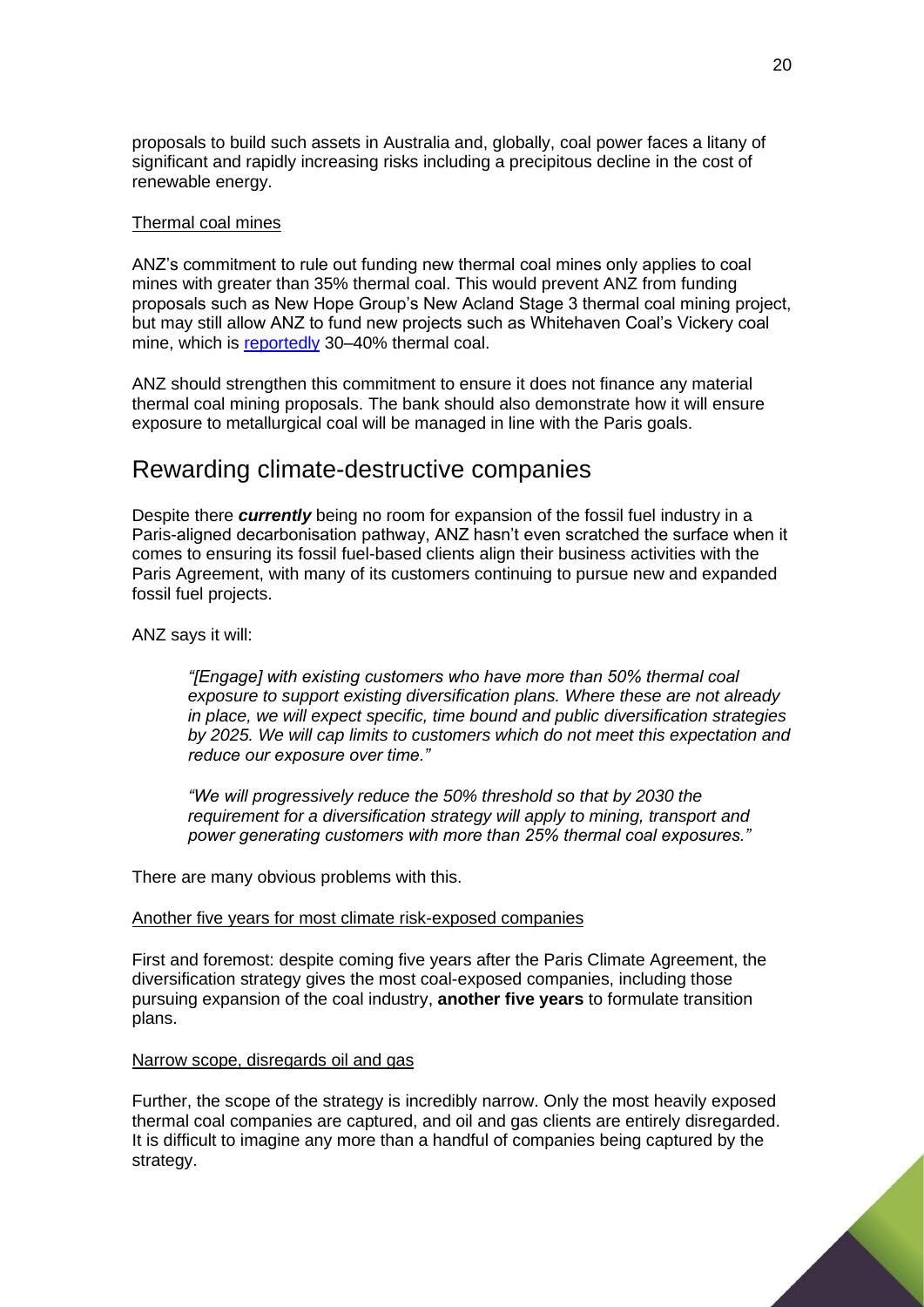proposals to build such assets in Australia and, globally, coal power faces a litany of significant and rapidly increasing risks including a precipitous decline in the cost of renewable energy.

### Thermal coal mines

ANZ's commitment to rule out funding new thermal coal mines only applies to coal mines with greater than 35% thermal coal. This would prevent ANZ from funding proposals such as New Hope Group's New Acland Stage 3 thermal coal mining project, but may still allow ANZ to fund new projects such as Whitehaven Coal's Vickery coal mine, which is reportedly 30–40% thermal coal.

ANZ should strengthen this commitment to ensure it does not finance any material thermal coal mining proposals. The bank should also demonstrate how it will ensure exposure to metallurgical coal will be managed in line with the Paris goals.

## Rewarding climate-destructive companies

Despite there ***currently*** being no room for expansion of the fossil fuel industry in a Paris-aligned decarbonisation pathway, ANZ hasn't even scratched the surface when it comes to ensuring its fossil fuel-based clients align their business activities with the Paris Agreement, with many of its customers continuing to pursue new and expanded fossil fuel projects.

ANZ says it will:

> *"[Engage] with existing customers who have more than 50% thermal coal exposure to support existing diversification plans. Where these are not already in place, we will expect specific, time bound and public diversification strategies by 2025. We will cap limits to customers which do not meet this expectation and reduce our exposure over time."*
>
> *"We will progressively reduce the 50% threshold so that by 2030 the requirement for a diversification strategy will apply to mining, transport and power generating customers with more than 25% thermal coal exposures."*

There are many obvious problems with this.

### Another five years for most climate risk-exposed companies

First and foremost: despite coming five years after the Paris Climate Agreement, the diversification strategy gives the most coal-exposed companies, including those pursuing expansion of the coal industry, **another five years** to formulate transition plans.

### Narrow scope, disregards oil and gas

Further, the scope of the strategy is incredibly narrow. Only the most heavily exposed thermal coal companies are captured, and oil and gas clients are entirely disregarded. It is difficult to imagine any more than a handful of companies being captured by the strategy.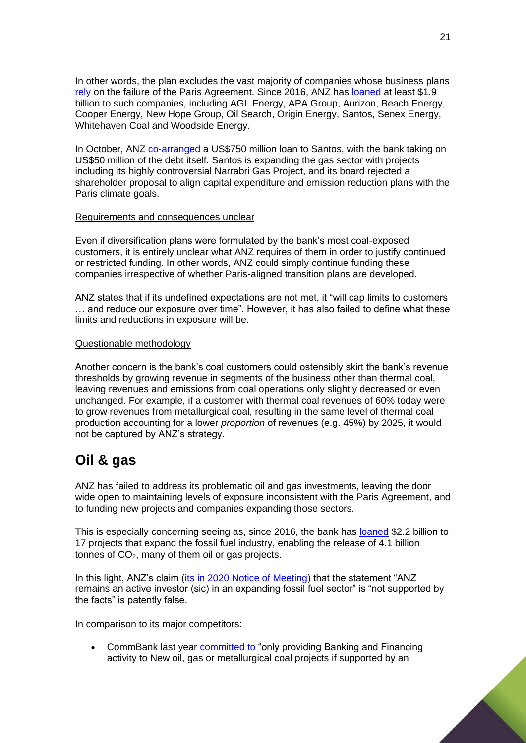In other words, the plan excludes the vast majority of companies whose business plans rely on the failure of the Paris Agreement. Since 2016, ANZ has loaned at least $1.9 billion to such companies, including AGL Energy, APA Group, Aurizon, Beach Energy, Cooper Energy, New Hope Group, Oil Search, Origin Energy, Santos, Senex Energy, Whitehaven Coal and Woodside Energy.

In October, ANZ co-arranged a US$750 million loan to Santos, with the bank taking on US$50 million of the debt itself. Santos is expanding the gas sector with projects including its highly controversial Narrabri Gas Project, and its board rejected a shareholder proposal to align capital expenditure and emission reduction plans with the Paris climate goals.

Requirements and consequences unclear

Even if diversification plans were formulated by the bank's most coal-exposed customers, it is entirely unclear what ANZ requires of them in order to justify continued or restricted funding. In other words, ANZ could simply continue funding these companies irrespective of whether Paris-aligned transition plans are developed.

ANZ states that if its undefined expectations are not met, it "will cap limits to customers … and reduce our exposure over time". However, it has also failed to define what these limits and reductions in exposure will be.

Questionable methodology

Another concern is the bank's coal customers could ostensibly skirt the bank's revenue thresholds by growing revenue in segments of the business other than thermal coal, leaving revenues and emissions from coal operations only slightly decreased or even unchanged. For example, if a customer with thermal coal revenues of 60% today were to grow revenues from metallurgical coal, resulting in the same level of thermal coal production accounting for a lower *proportion* of revenues (e.g. 45%) by 2025, it would not be captured by ANZ's strategy.

## Oil & gas

ANZ has failed to address its problematic oil and gas investments, leaving the door wide open to maintaining levels of exposure inconsistent with the Paris Agreement, and to funding new projects and companies expanding those sectors.

This is especially concerning seeing as, since 2016, the bank has loaned $2.2 billion to 17 projects that expand the fossil fuel industry, enabling the release of 4.1 billion tonnes of $CO_2$, many of them oil or gas projects.

In this light, ANZ's claim (its in 2020 Notice of Meeting) that the statement "ANZ remains an active investor (sic) in an expanding fossil fuel sector" is "not supported by the facts" is patently false.

In comparison to its major competitors:

- CommBank last year committed to "only providing Banking and Financing activity to New oil, gas or metallurgical coal projects if supported by an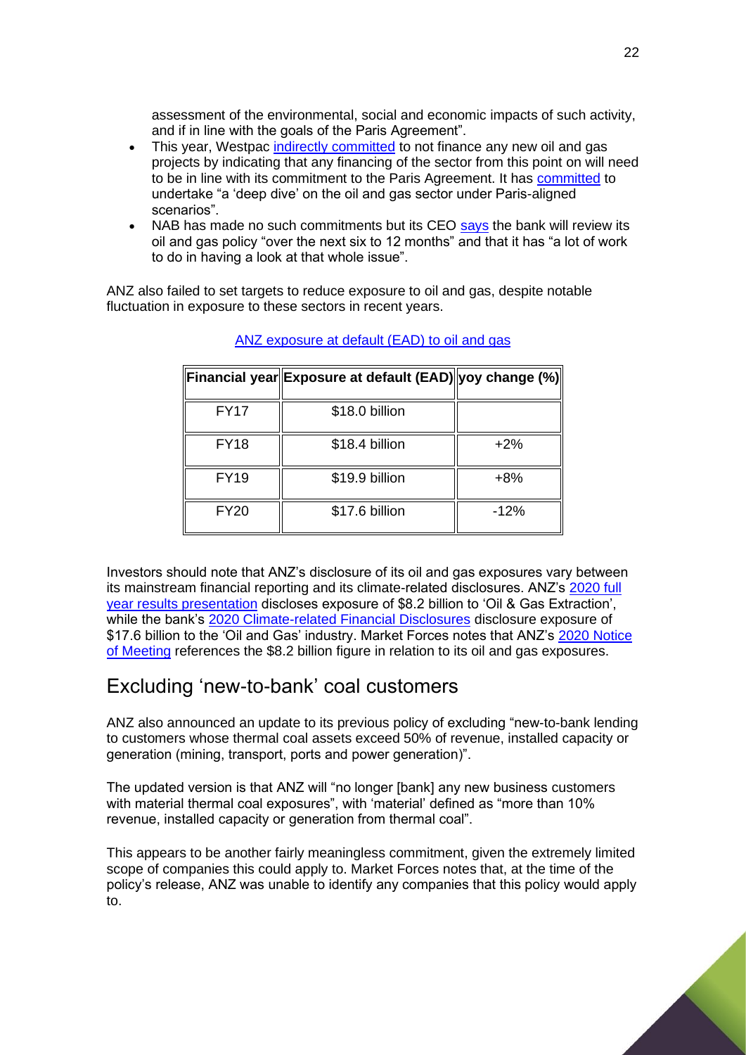assessment of the environmental, social and economic impacts of such activity, and if in line with the goals of the Paris Agreement".

- This year, Westpac indirectly committed to not finance any new oil and gas projects by indicating that any financing of the sector from this point on will need to be in line with its commitment to the Paris Agreement. It has committed to undertake "a 'deep dive' on the oil and gas sector under Paris-aligned scenarios".
- NAB has made no such commitments but its CEO says the bank will review its oil and gas policy "over the next six to 12 months" and that it has "a lot of work to do in having a look at that whole issue".

ANZ also failed to set targets to reduce exposure to oil and gas, despite notable fluctuation in exposure to these sectors in recent years.

ANZ exposure at default (EAD) to oil and gas

| Financial year | Exposure at default (EAD) | yoy change (%) |
| --- | --- | --- |
| FY17 | $18.0 billion | |
| FY18 | $18.4 billion | +2% |
| FY19 | $19.9 billion | +8% |
| FY20 | $17.6 billion | -12% |

Investors should note that ANZ's disclosure of its oil and gas exposures vary between its mainstream financial reporting and its climate-related disclosures. ANZ's 2020 full year results presentation discloses exposure of $8.2 billion to 'Oil & Gas Extraction', while the bank's 2020 Climate-related Financial Disclosures disclosure exposure of $17.6 billion to the 'Oil and Gas' industry. Market Forces notes that ANZ's 2020 Notice of Meeting references the $8.2 billion figure in relation to its oil and gas exposures.

## Excluding 'new-to-bank' coal customers

ANZ also announced an update to its previous policy of excluding "new-to-bank lending to customers whose thermal coal assets exceed 50% of revenue, installed capacity or generation (mining, transport, ports and power generation)".

The updated version is that ANZ will "no longer [bank] any new business customers with material thermal coal exposures", with 'material' defined as "more than 10% revenue, installed capacity or generation from thermal coal".

This appears to be another fairly meaningless commitment, given the extremely limited scope of companies this could apply to. Market Forces notes that, at the time of the policy's release, ANZ was unable to identify any companies that this policy would apply to.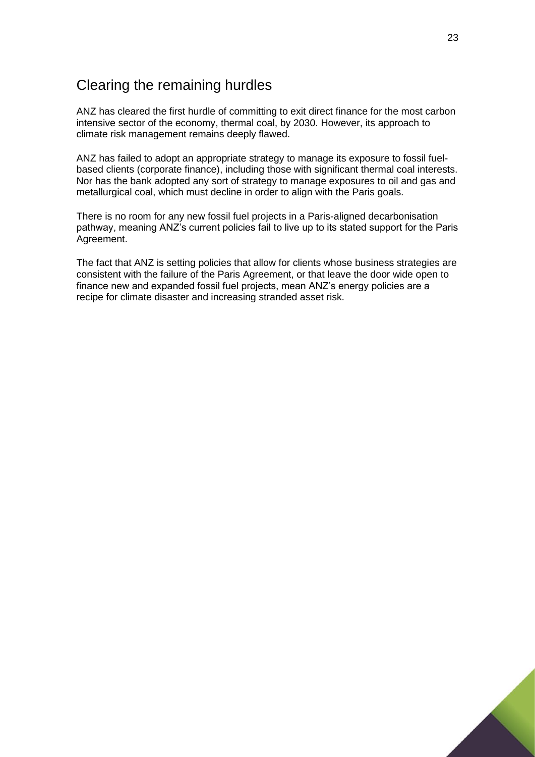## Clearing the remaining hurdles

ANZ has cleared the first hurdle of committing to exit direct finance for the most carbon intensive sector of the economy, thermal coal, by 2030. However, its approach to climate risk management remains deeply flawed.

ANZ has failed to adopt an appropriate strategy to manage its exposure to fossil fuel-based clients (corporate finance), including those with significant thermal coal interests. Nor has the bank adopted any sort of strategy to manage exposures to oil and gas and metallurgical coal, which must decline in order to align with the Paris goals.

There is no room for any new fossil fuel projects in a Paris-aligned decarbonisation pathway, meaning ANZ's current policies fail to live up to its stated support for the Paris Agreement.

The fact that ANZ is setting policies that allow for clients whose business strategies are consistent with the failure of the Paris Agreement, or that leave the door wide open to finance new and expanded fossil fuel projects, mean ANZ's energy policies are a recipe for climate disaster and increasing stranded asset risk.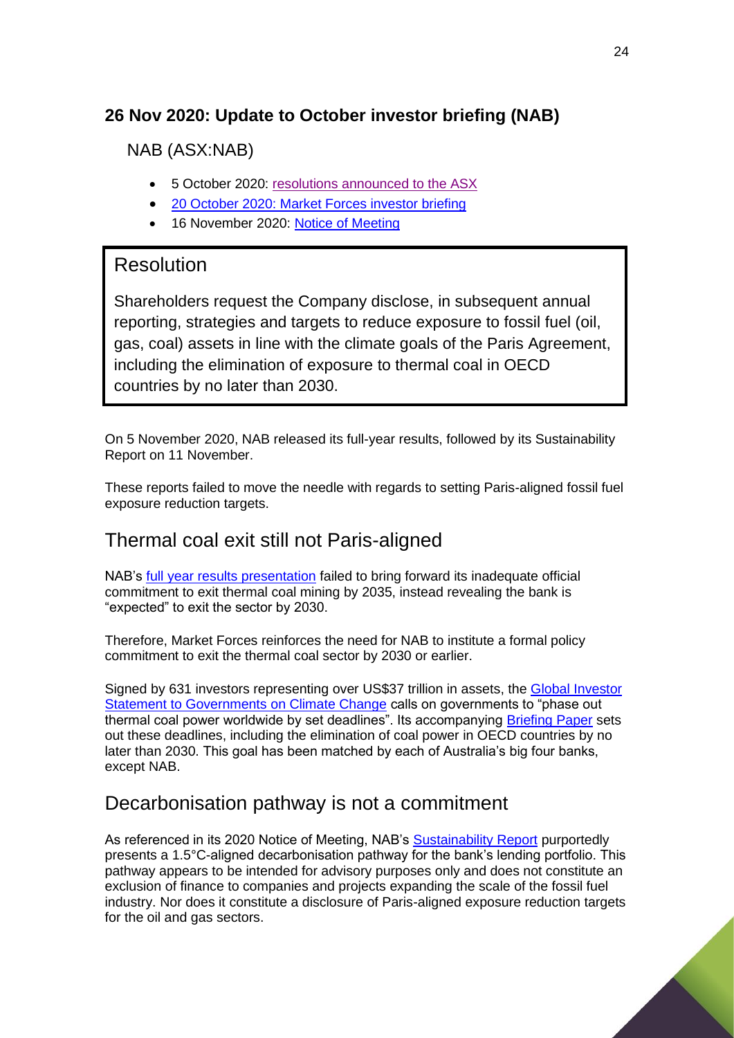## 26 Nov 2020: Update to October investor briefing (NAB)

NAB (ASX:NAB)

- 5 October 2020: resolutions announced to the ASX
- 20 October 2020: Market Forces investor briefing
- 16 November 2020: Notice of Meeting

### Resolution

Shareholders request the Company disclose, in subsequent annual reporting, strategies and targets to reduce exposure to fossil fuel (oil, gas, coal) assets in line with the climate goals of the Paris Agreement, including the elimination of exposure to thermal coal in OECD countries by no later than 2030.

On 5 November 2020, NAB released its full-year results, followed by its Sustainability Report on 11 November.

These reports failed to move the needle with regards to setting Paris-aligned fossil fuel exposure reduction targets.

### Thermal coal exit still not Paris-aligned

NAB's full year results presentation failed to bring forward its inadequate official commitment to exit thermal coal mining by 2035, instead revealing the bank is "expected" to exit the sector by 2030.

Therefore, Market Forces reinforces the need for NAB to institute a formal policy commitment to exit the thermal coal sector by 2030 or earlier.

Signed by 631 investors representing over US$37 trillion in assets, the Global Investor Statement to Governments on Climate Change calls on governments to "phase out thermal coal power worldwide by set deadlines". Its accompanying Briefing Paper sets out these deadlines, including the elimination of coal power in OECD countries by no later than 2030. This goal has been matched by each of Australia's big four banks, except NAB.

### Decarbonisation pathway is not a commitment

As referenced in its 2020 Notice of Meeting, NAB's Sustainability Report purportedly presents a 1.5°C-aligned decarbonisation pathway for the bank's lending portfolio. This pathway appears to be intended for advisory purposes only and does not constitute an exclusion of finance to companies and projects expanding the scale of the fossil fuel industry. Nor does it constitute a disclosure of Paris-aligned exposure reduction targets for the oil and gas sectors.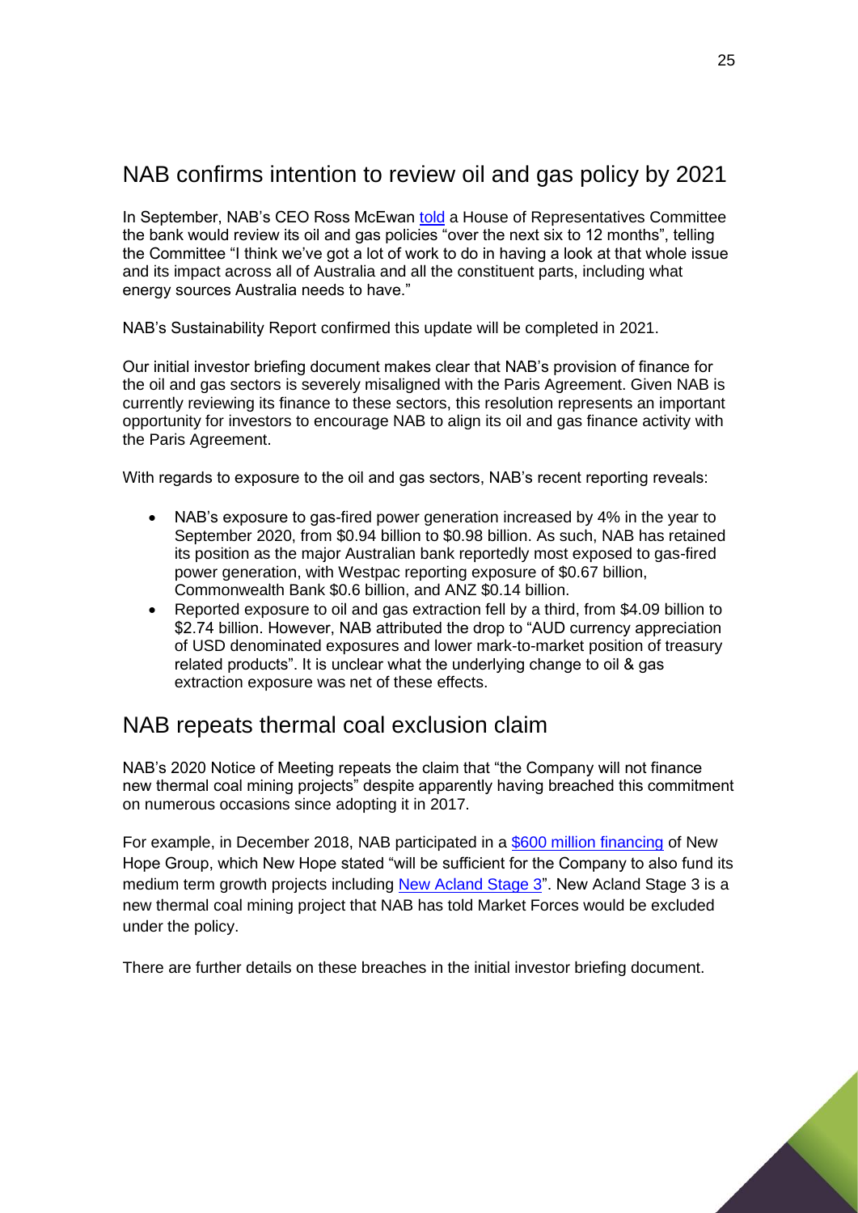## NAB confirms intention to review oil and gas policy by 2021

In September, NAB's CEO Ross McEwan told a House of Representatives Committee the bank would review its oil and gas policies "over the next six to 12 months", telling the Committee "I think we've got a lot of work to do in having a look at that whole issue and its impact across all of Australia and all the constituent parts, including what energy sources Australia needs to have."

NAB's Sustainability Report confirmed this update will be completed in 2021.

Our initial investor briefing document makes clear that NAB's provision of finance for the oil and gas sectors is severely misaligned with the Paris Agreement. Given NAB is currently reviewing its finance to these sectors, this resolution represents an important opportunity for investors to encourage NAB to align its oil and gas finance activity with the Paris Agreement.

With regards to exposure to the oil and gas sectors, NAB's recent reporting reveals:

- NAB's exposure to gas-fired power generation increased by 4% in the year to September 2020, from $0.94 billion to $0.98 billion. As such, NAB has retained its position as the major Australian bank reportedly most exposed to gas-fired power generation, with Westpac reporting exposure of $0.67 billion, Commonwealth Bank $0.6 billion, and ANZ $0.14 billion.
- Reported exposure to oil and gas extraction fell by a third, from $4.09 billion to $2.74 billion. However, NAB attributed the drop to "AUD currency appreciation of USD denominated exposures and lower mark-to-market position of treasury related products". It is unclear what the underlying change to oil & gas extraction exposure was net of these effects.

## NAB repeats thermal coal exclusion claim

NAB's 2020 Notice of Meeting repeats the claim that "the Company will not finance new thermal coal mining projects" despite apparently having breached this commitment on numerous occasions since adopting it in 2017.

For example, in December 2018, NAB participated in a $600 million financing of New Hope Group, which New Hope stated "will be sufficient for the Company to also fund its medium term growth projects including New Acland Stage 3". New Acland Stage 3 is a new thermal coal mining project that NAB has told Market Forces would be excluded under the policy.

There are further details on these breaches in the initial investor briefing document.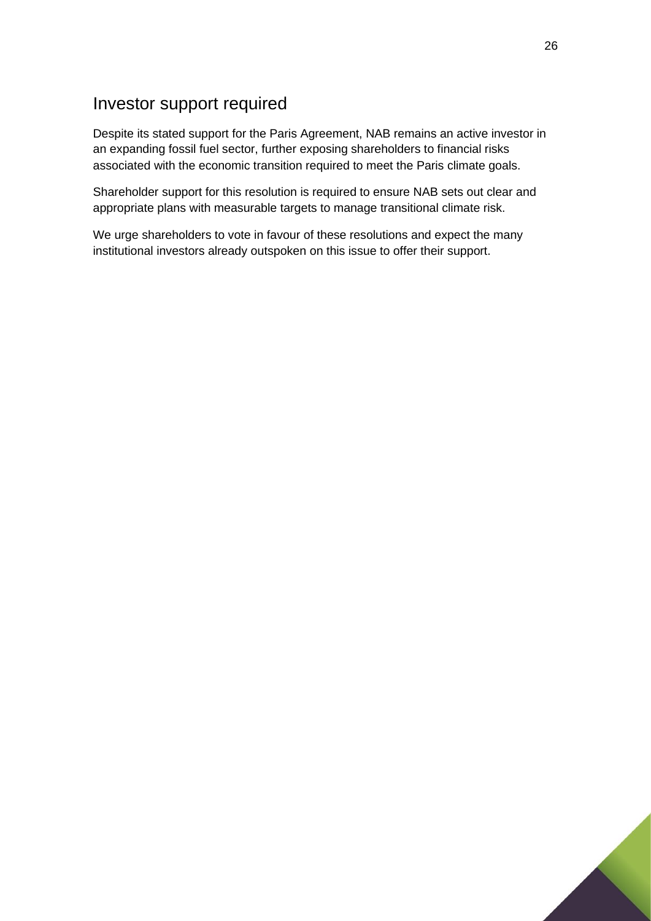## Investor support required

Despite its stated support for the Paris Agreement, NAB remains an active investor in an expanding fossil fuel sector, further exposing shareholders to financial risks associated with the economic transition required to meet the Paris climate goals.

Shareholder support for this resolution is required to ensure NAB sets out clear and appropriate plans with measurable targets to manage transitional climate risk.

We urge shareholders to vote in favour of these resolutions and expect the many institutional investors already outspoken on this issue to offer their support.